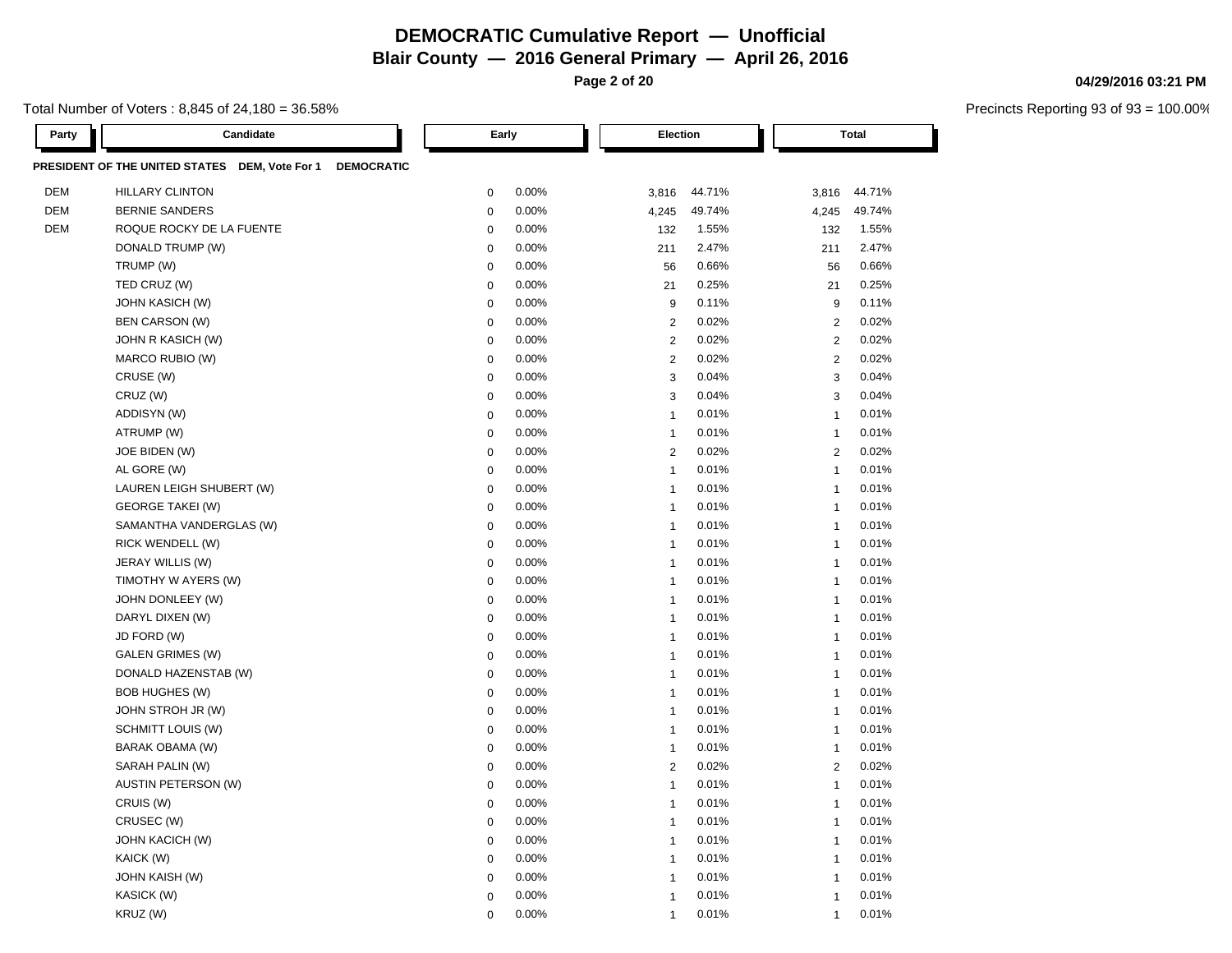# DEMOCRATIC Cumulative Report — Unofficial

## Blair County — 2016 General Primary — April 26, 2016

04/29/2016 03:21 PM

Total Number of Voters : 8,845 of 24,180 = 36.58%

Precincts Reporting 93 of 93 = 100.00%

**PRESIDENT OF THE UNITED STATES DEM, Vote For 1 DEMOCRATIC**

| Party | Candidate | Early | | Election | | Total | |
|---|---|---|---|---|---|---|---|
| DEM | HILLARY CLINTON | 0 | 0.00% | 3,816 | 44.71% | 3,816 | 44.71% |
| DEM | BERNIE SANDERS | 0 | 0.00% | 4,245 | 49.74% | 4,245 | 49.74% |
| DEM | ROQUE ROCKY DE LA FUENTE | 0 | 0.00% | 132 | 1.55% | 132 | 1.55% |
| | DONALD TRUMP (W) | 0 | 0.00% | 211 | 2.47% | 211 | 2.47% |
| | TRUMP (W) | 0 | 0.00% | 56 | 0.66% | 56 | 0.66% |
| | TED CRUZ (W) | 0 | 0.00% | 21 | 0.25% | 21 | 0.25% |
| | JOHN KASICH (W) | 0 | 0.00% | 9 | 0.11% | 9 | 0.11% |
| | BEN CARSON (W) | 0 | 0.00% | 2 | 0.02% | 2 | 0.02% |
| | JOHN R KASICH (W) | 0 | 0.00% | 2 | 0.02% | 2 | 0.02% |
| | MARCO RUBIO (W) | 0 | 0.00% | 2 | 0.02% | 2 | 0.02% |
| | CRUSE (W) | 0 | 0.00% | 3 | 0.04% | 3 | 0.04% |
| | CRUZ (W) | 0 | 0.00% | 3 | 0.04% | 3 | 0.04% |
| | ADDISYN (W) | 0 | 0.00% | 1 | 0.01% | 1 | 0.01% |
| | ATRUMP (W) | 0 | 0.00% | 1 | 0.01% | 1 | 0.01% |
| | JOE BIDEN (W) | 0 | 0.00% | 2 | 0.02% | 2 | 0.02% |
| | AL GORE (W) | 0 | 0.00% | 1 | 0.01% | 1 | 0.01% |
| | LAUREN LEIGH SHUBERT (W) | 0 | 0.00% | 1 | 0.01% | 1 | 0.01% |
| | GEORGE TAKEI (W) | 0 | 0.00% | 1 | 0.01% | 1 | 0.01% |
| | SAMANTHA VANDERGLAS (W) | 0 | 0.00% | 1 | 0.01% | 1 | 0.01% |
| | RICK WENDELL (W) | 0 | 0.00% | 1 | 0.01% | 1 | 0.01% |
| | JERAY WILLIS (W) | 0 | 0.00% | 1 | 0.01% | 1 | 0.01% |
| | TIMOTHY W AYERS (W) | 0 | 0.00% | 1 | 0.01% | 1 | 0.01% |
| | JOHN DONLEEY (W) | 0 | 0.00% | 1 | 0.01% | 1 | 0.01% |
| | DARYL DIXEN (W) | 0 | 0.00% | 1 | 0.01% | 1 | 0.01% |
| | JD FORD (W) | 0 | 0.00% | 1 | 0.01% | 1 | 0.01% |
| | GALEN GRIMES (W) | 0 | 0.00% | 1 | 0.01% | 1 | 0.01% |
| | DONALD HAZENSTAB (W) | 0 | 0.00% | 1 | 0.01% | 1 | 0.01% |
| | BOB HUGHES (W) | 0 | 0.00% | 1 | 0.01% | 1 | 0.01% |
| | JOHN STROH JR (W) | 0 | 0.00% | 1 | 0.01% | 1 | 0.01% |
| | SCHMITT LOUIS (W) | 0 | 0.00% | 1 | 0.01% | 1 | 0.01% |
| | BARAK OBAMA (W) | 0 | 0.00% | 1 | 0.01% | 1 | 0.01% |
| | SARAH PALIN (W) | 0 | 0.00% | 2 | 0.02% | 2 | 0.02% |
| | AUSTIN PETERSON (W) | 0 | 0.00% | 1 | 0.01% | 1 | 0.01% |
| | CRUIS (W) | 0 | 0.00% | 1 | 0.01% | 1 | 0.01% |
| | CRUSEC (W) | 0 | 0.00% | 1 | 0.01% | 1 | 0.01% |
| | JOHN KACICH (W) | 0 | 0.00% | 1 | 0.01% | 1 | 0.01% |
| | KAICK (W) | 0 | 0.00% | 1 | 0.01% | 1 | 0.01% |
| | JOHN KAISH (W) | 0 | 0.00% | 1 | 0.01% | 1 | 0.01% |
| | KASICK (W) | 0 | 0.00% | 1 | 0.01% | 1 | 0.01% |
| | KRUZ (W) | 0 | 0.00% | 1 | 0.01% | 1 | 0.01% |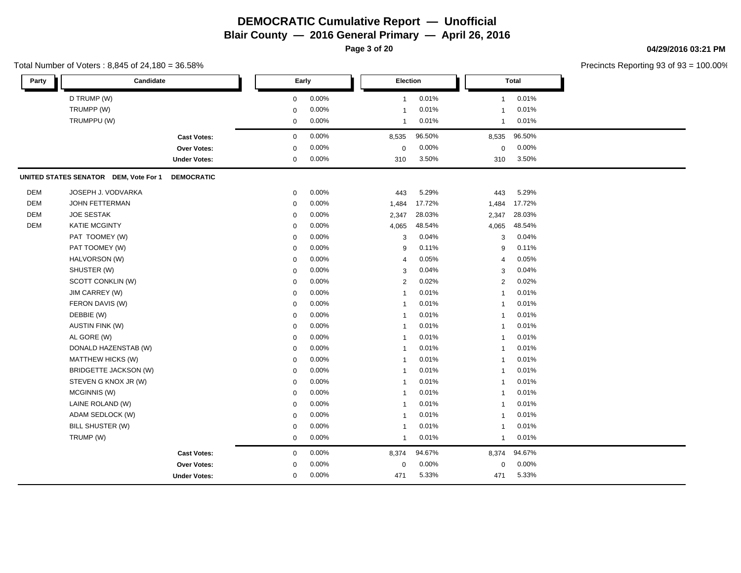# DEMOCRATIC Cumulative Report — Unofficial

## Blair County — 2016 General Primary — April 26, 2016

**04/29/2016 03:21 PM**

Total Number of Voters : 8,845 of 24,180 = 36.58%

Precincts Reporting 93 of 93 = 100.00%

| Party | Candidate | Early | | Election | | Total | |
|---|---|---|---|---|---|---|---|
| | D TRUMP (W) | 0 | 0.00% | 1 | 0.01% | 1 | 0.01% |
| | TRUMPP (W) | 0 | 0.00% | 1 | 0.01% | 1 | 0.01% |
| | TRUMPPU (W) | 0 | 0.00% | 1 | 0.01% | 1 | 0.01% |
| | **Cast Votes:** | 0 | 0.00% | 8,535 | 96.50% | 8,535 | 96.50% |
| | **Over Votes:** | 0 | 0.00% | 0 | 0.00% | 0 | 0.00% |
| | **Under Votes:** | 0 | 0.00% | 310 | 3.50% | 310 | 3.50% |

**UNITED STATES SENATOR DEM, Vote For 1 DEMOCRATIC**

| Party | Candidate | Early | | Election | | Total | |
|---|---|---|---|---|---|---|---|
| DEM | JOSEPH J. VODVARKA | 0 | 0.00% | 443 | 5.29% | 443 | 5.29% |
| DEM | JOHN FETTERMAN | 0 | 0.00% | 1,484 | 17.72% | 1,484 | 17.72% |
| DEM | JOE SESTAK | 0 | 0.00% | 2,347 | 28.03% | 2,347 | 28.03% |
| DEM | KATIE MCGINTY | 0 | 0.00% | 4,065 | 48.54% | 4,065 | 48.54% |
| | PAT TOOMEY (W) | 0 | 0.00% | 3 | 0.04% | 3 | 0.04% |
| | PAT TOOMEY (W) | 0 | 0.00% | 9 | 0.11% | 9 | 0.11% |
| | HALVORSON (W) | 0 | 0.00% | 4 | 0.05% | 4 | 0.05% |
| | SHUSTER (W) | 0 | 0.00% | 3 | 0.04% | 3 | 0.04% |
| | SCOTT CONKLIN (W) | 0 | 0.00% | 2 | 0.02% | 2 | 0.02% |
| | JIM CARREY (W) | 0 | 0.00% | 1 | 0.01% | 1 | 0.01% |
| | FERON DAVIS (W) | 0 | 0.00% | 1 | 0.01% | 1 | 0.01% |
| | DEBBIE (W) | 0 | 0.00% | 1 | 0.01% | 1 | 0.01% |
| | AUSTIN FINK (W) | 0 | 0.00% | 1 | 0.01% | 1 | 0.01% |
| | AL GORE (W) | 0 | 0.00% | 1 | 0.01% | 1 | 0.01% |
| | DONALD HAZENSTAB (W) | 0 | 0.00% | 1 | 0.01% | 1 | 0.01% |
| | MATTHEW HICKS (W) | 0 | 0.00% | 1 | 0.01% | 1 | 0.01% |
| | BRIDGETTE JACKSON (W) | 0 | 0.00% | 1 | 0.01% | 1 | 0.01% |
| | STEVEN G KNOX JR (W) | 0 | 0.00% | 1 | 0.01% | 1 | 0.01% |
| | MCGINNIS (W) | 0 | 0.00% | 1 | 0.01% | 1 | 0.01% |
| | LAINE ROLAND (W) | 0 | 0.00% | 1 | 0.01% | 1 | 0.01% |
| | ADAM SEDLOCK (W) | 0 | 0.00% | 1 | 0.01% | 1 | 0.01% |
| | BILL SHUSTER (W) | 0 | 0.00% | 1 | 0.01% | 1 | 0.01% |
| | TRUMP (W) | 0 | 0.00% | 1 | 0.01% | 1 | 0.01% |
| | **Cast Votes:** | 0 | 0.00% | 8,374 | 94.67% | 8,374 | 94.67% |
| | **Over Votes:** | 0 | 0.00% | 0 | 0.00% | 0 | 0.00% |
| | **Under Votes:** | 0 | 0.00% | 471 | 5.33% | 471 | 5.33% |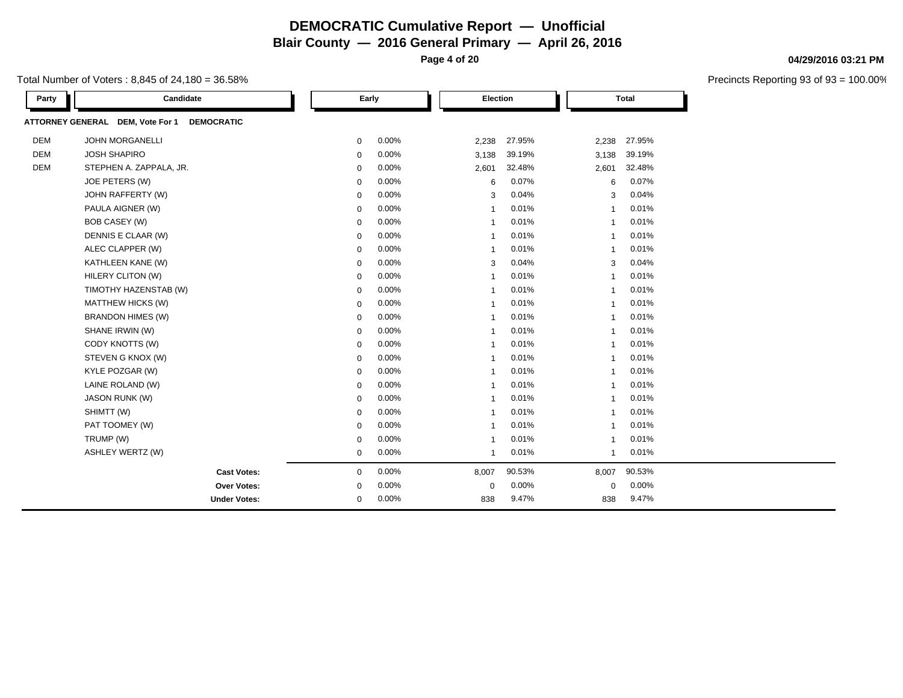# DEMOCRATIC Cumulative Report — Unofficial

## Blair County — 2016 General Primary — April 26, 2016

04/29/2016 03:21 PM

Total Number of Voters : 8,845 of 24,180 = 36.58%

Precincts Reporting 93 of 93 = 100.00%

| Party | Candidate | Early | | Election | | Total | |
|---|---|---|---|---|---|---|---|
| **ATTORNEY GENERAL DEM, Vote For 1 DEMOCRATIC** | | | | | | | |
| DEM | JOHN MORGANELLI | 0 | 0.00% | 2,238 | 27.95% | 2,238 | 27.95% |
| DEM | JOSH SHAPIRO | 0 | 0.00% | 3,138 | 39.19% | 3,138 | 39.19% |
| DEM | STEPHEN A. ZAPPALA, JR. | 0 | 0.00% | 2,601 | 32.48% | 2,601 | 32.48% |
| | JOE PETERS (W) | 0 | 0.00% | 6 | 0.07% | 6 | 0.07% |
| | JOHN RAFFERTY (W) | 0 | 0.00% | 3 | 0.04% | 3 | 0.04% |
| | PAULA AIGNER (W) | 0 | 0.00% | 1 | 0.01% | 1 | 0.01% |
| | BOB CASEY (W) | 0 | 0.00% | 1 | 0.01% | 1 | 0.01% |
| | DENNIS E CLAAR (W) | 0 | 0.00% | 1 | 0.01% | 1 | 0.01% |
| | ALEC CLAPPER (W) | 0 | 0.00% | 1 | 0.01% | 1 | 0.01% |
| | KATHLEEN KANE (W) | 0 | 0.00% | 3 | 0.04% | 3 | 0.04% |
| | HILERY CLITON (W) | 0 | 0.00% | 1 | 0.01% | 1 | 0.01% |
| | TIMOTHY HAZENSTAB (W) | 0 | 0.00% | 1 | 0.01% | 1 | 0.01% |
| | MATTHEW HICKS (W) | 0 | 0.00% | 1 | 0.01% | 1 | 0.01% |
| | BRANDON HIMES (W) | 0 | 0.00% | 1 | 0.01% | 1 | 0.01% |
| | SHANE IRWIN (W) | 0 | 0.00% | 1 | 0.01% | 1 | 0.01% |
| | CODY KNOTTS (W) | 0 | 0.00% | 1 | 0.01% | 1 | 0.01% |
| | STEVEN G KNOX (W) | 0 | 0.00% | 1 | 0.01% | 1 | 0.01% |
| | KYLE POZGAR (W) | 0 | 0.00% | 1 | 0.01% | 1 | 0.01% |
| | LAINE ROLAND (W) | 0 | 0.00% | 1 | 0.01% | 1 | 0.01% |
| | JASON RUNK (W) | 0 | 0.00% | 1 | 0.01% | 1 | 0.01% |
| | SHIMTT (W) | 0 | 0.00% | 1 | 0.01% | 1 | 0.01% |
| | PAT TOOMEY (W) | 0 | 0.00% | 1 | 0.01% | 1 | 0.01% |
| | TRUMP (W) | 0 | 0.00% | 1 | 0.01% | 1 | 0.01% |
| | ASHLEY WERTZ (W) | 0 | 0.00% | 1 | 0.01% | 1 | 0.01% |
| | **Cast Votes:** | 0 | 0.00% | 8,007 | 90.53% | 8,007 | 90.53% |
| | **Over Votes:** | 0 | 0.00% | 0 | 0.00% | 0 | 0.00% |
| | **Under Votes:** | 0 | 0.00% | 838 | 9.47% | 838 | 9.47% |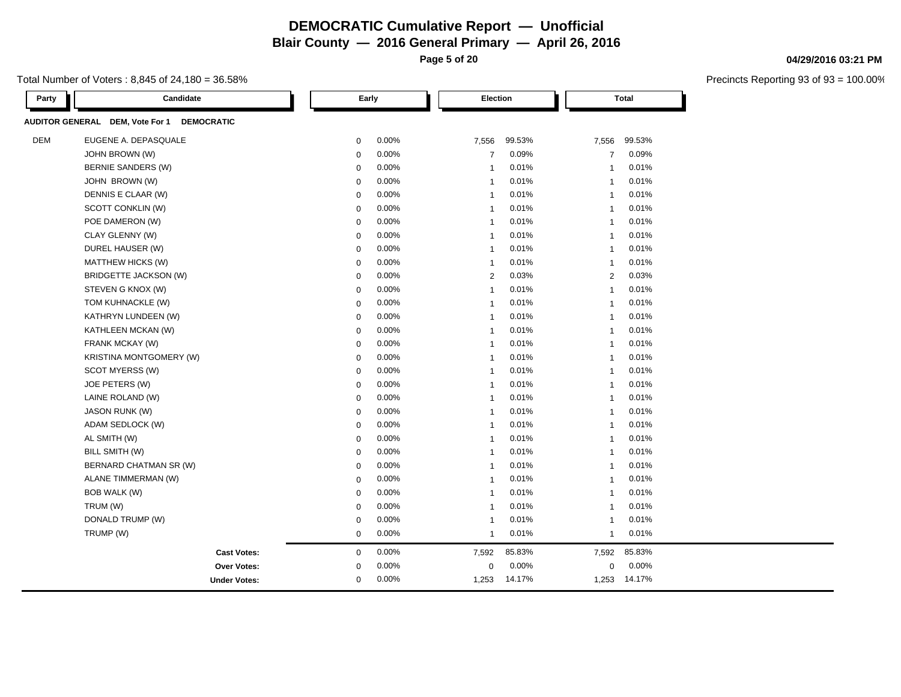# DEMOCRATIC Cumulative Report — Unofficial

## Blair County — 2016 General Primary — April 26, 2016

04/29/2016 03:21 PM

Total Number of Voters : 8,845 of 24,180 = 36.58%

Precincts Reporting 93 of 93 = 100.00%

| Party | Candidate | Early | | Election | | Total | |
|---|---|---|---|---|---|---|---|
| **AUDITOR GENERAL DEM, Vote For 1 DEMOCRATIC** | | | | | | | |
| DEM | EUGENE A. DEPASQUALE | 0 | 0.00% | 7,556 | 99.53% | 7,556 | 99.53% |
| | JOHN BROWN (W) | 0 | 0.00% | 7 | 0.09% | 7 | 0.09% |
| | BERNIE SANDERS (W) | 0 | 0.00% | 1 | 0.01% | 1 | 0.01% |
| | JOHN BROWN (W) | 0 | 0.00% | 1 | 0.01% | 1 | 0.01% |
| | DENNIS E CLAAR (W) | 0 | 0.00% | 1 | 0.01% | 1 | 0.01% |
| | SCOTT CONKLIN (W) | 0 | 0.00% | 1 | 0.01% | 1 | 0.01% |
| | POE DAMERON (W) | 0 | 0.00% | 1 | 0.01% | 1 | 0.01% |
| | CLAY GLENNY (W) | 0 | 0.00% | 1 | 0.01% | 1 | 0.01% |
| | DUREL HAUSER (W) | 0 | 0.00% | 1 | 0.01% | 1 | 0.01% |
| | MATTHEW HICKS (W) | 0 | 0.00% | 1 | 0.01% | 1 | 0.01% |
| | BRIDGETTE JACKSON (W) | 0 | 0.00% | 2 | 0.03% | 2 | 0.03% |
| | STEVEN G KNOX (W) | 0 | 0.00% | 1 | 0.01% | 1 | 0.01% |
| | TOM KUHNACKLE (W) | 0 | 0.00% | 1 | 0.01% | 1 | 0.01% |
| | KATHRYN LUNDEEN (W) | 0 | 0.00% | 1 | 0.01% | 1 | 0.01% |
| | KATHLEEN MCKAN (W) | 0 | 0.00% | 1 | 0.01% | 1 | 0.01% |
| | FRANK MCKAY (W) | 0 | 0.00% | 1 | 0.01% | 1 | 0.01% |
| | KRISTINA MONTGOMERY (W) | 0 | 0.00% | 1 | 0.01% | 1 | 0.01% |
| | SCOT MYERSS (W) | 0 | 0.00% | 1 | 0.01% | 1 | 0.01% |
| | JOE PETERS (W) | 0 | 0.00% | 1 | 0.01% | 1 | 0.01% |
| | LAINE ROLAND (W) | 0 | 0.00% | 1 | 0.01% | 1 | 0.01% |
| | JASON RUNK (W) | 0 | 0.00% | 1 | 0.01% | 1 | 0.01% |
| | ADAM SEDLOCK (W) | 0 | 0.00% | 1 | 0.01% | 1 | 0.01% |
| | AL SMITH (W) | 0 | 0.00% | 1 | 0.01% | 1 | 0.01% |
| | BILL SMITH (W) | 0 | 0.00% | 1 | 0.01% | 1 | 0.01% |
| | BERNARD CHATMAN SR (W) | 0 | 0.00% | 1 | 0.01% | 1 | 0.01% |
| | ALANE TIMMERMAN (W) | 0 | 0.00% | 1 | 0.01% | 1 | 0.01% |
| | BOB WALK (W) | 0 | 0.00% | 1 | 0.01% | 1 | 0.01% |
| | TRUM (W) | 0 | 0.00% | 1 | 0.01% | 1 | 0.01% |
| | DONALD TRUMP (W) | 0 | 0.00% | 1 | 0.01% | 1 | 0.01% |
| | TRUMP (W) | 0 | 0.00% | 1 | 0.01% | 1 | 0.01% |
| | **Cast Votes:** | 0 | 0.00% | 7,592 | 85.83% | 7,592 | 85.83% |
| | **Over Votes:** | 0 | 0.00% | 0 | 0.00% | 0 | 0.00% |
| | **Under Votes:** | 0 | 0.00% | 1,253 | 14.17% | 1,253 | 14.17% |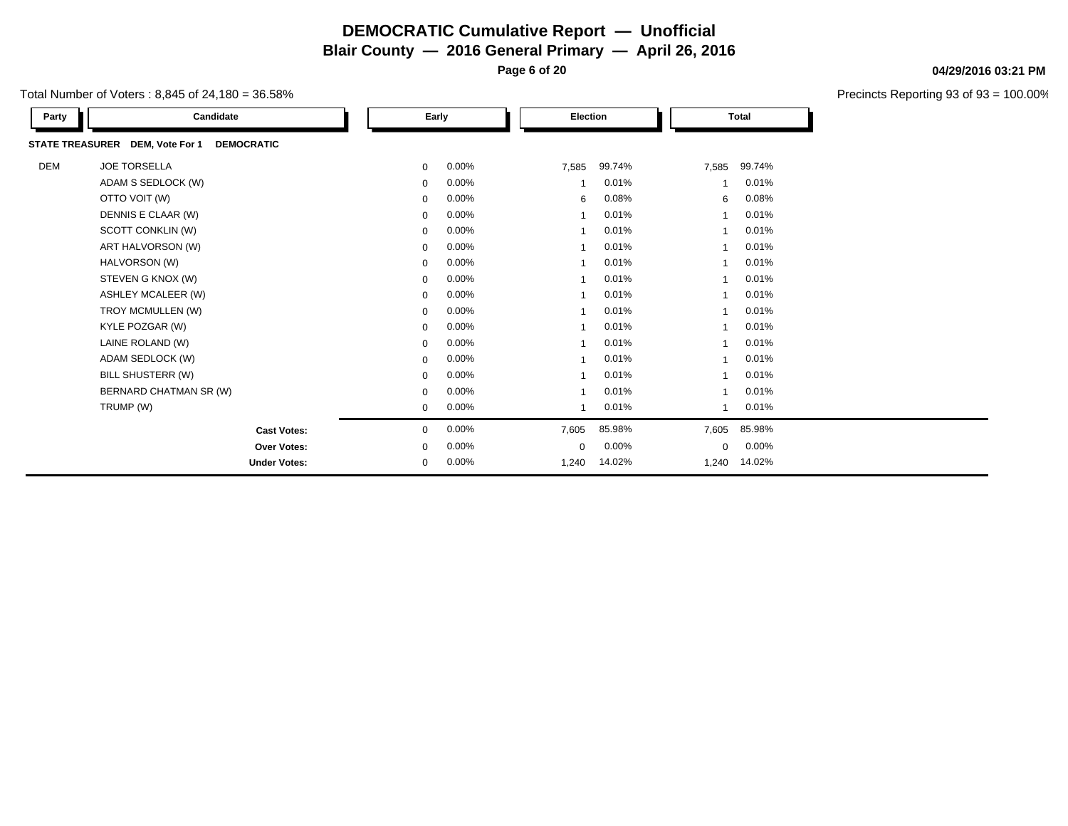# DEMOCRATIC Cumulative Report — Unofficial

## Blair County — 2016 General Primary — April 26, 2016

04/29/2016 03:21 PM

Total Number of Voters : 8,845 of 24,180 = 36.58%

Precincts Reporting 93 of 93 = 100.00%

| Party | Candidate | Early | | Election | | Total | |
|---|---|---|---|---|---|---|---|
| **STATE TREASURER DEM, Vote For 1 DEMOCRATIC** | | | | | | | |
| DEM | JOE TORSELLA | 0 | 0.00% | 7,585 | 99.74% | 7,585 | 99.74% |
| | ADAM S SEDLOCK (W) | 0 | 0.00% | 1 | 0.01% | 1 | 0.01% |
| | OTTO VOIT (W) | 0 | 0.00% | 6 | 0.08% | 6 | 0.08% |
| | DENNIS E CLAAR (W) | 0 | 0.00% | 1 | 0.01% | 1 | 0.01% |
| | SCOTT CONKLIN (W) | 0 | 0.00% | 1 | 0.01% | 1 | 0.01% |
| | ART HALVORSON (W) | 0 | 0.00% | 1 | 0.01% | 1 | 0.01% |
| | HALVORSON (W) | 0 | 0.00% | 1 | 0.01% | 1 | 0.01% |
| | STEVEN G KNOX (W) | 0 | 0.00% | 1 | 0.01% | 1 | 0.01% |
| | ASHLEY MCALEER (W) | 0 | 0.00% | 1 | 0.01% | 1 | 0.01% |
| | TROY MCMULLEN (W) | 0 | 0.00% | 1 | 0.01% | 1 | 0.01% |
| | KYLE POZGAR (W) | 0 | 0.00% | 1 | 0.01% | 1 | 0.01% |
| | LAINE ROLAND (W) | 0 | 0.00% | 1 | 0.01% | 1 | 0.01% |
| | ADAM SEDLOCK (W) | 0 | 0.00% | 1 | 0.01% | 1 | 0.01% |
| | BILL SHUSTERR (W) | 0 | 0.00% | 1 | 0.01% | 1 | 0.01% |
| | BERNARD CHATMAN SR (W) | 0 | 0.00% | 1 | 0.01% | 1 | 0.01% |
| | TRUMP (W) | 0 | 0.00% | 1 | 0.01% | 1 | 0.01% |
| | **Cast Votes:** | 0 | 0.00% | 7,605 | 85.98% | 7,605 | 85.98% |
| | **Over Votes:** | 0 | 0.00% | 0 | 0.00% | 0 | 0.00% |
| | **Under Votes:** | 0 | 0.00% | 1,240 | 14.02% | 1,240 | 14.02% |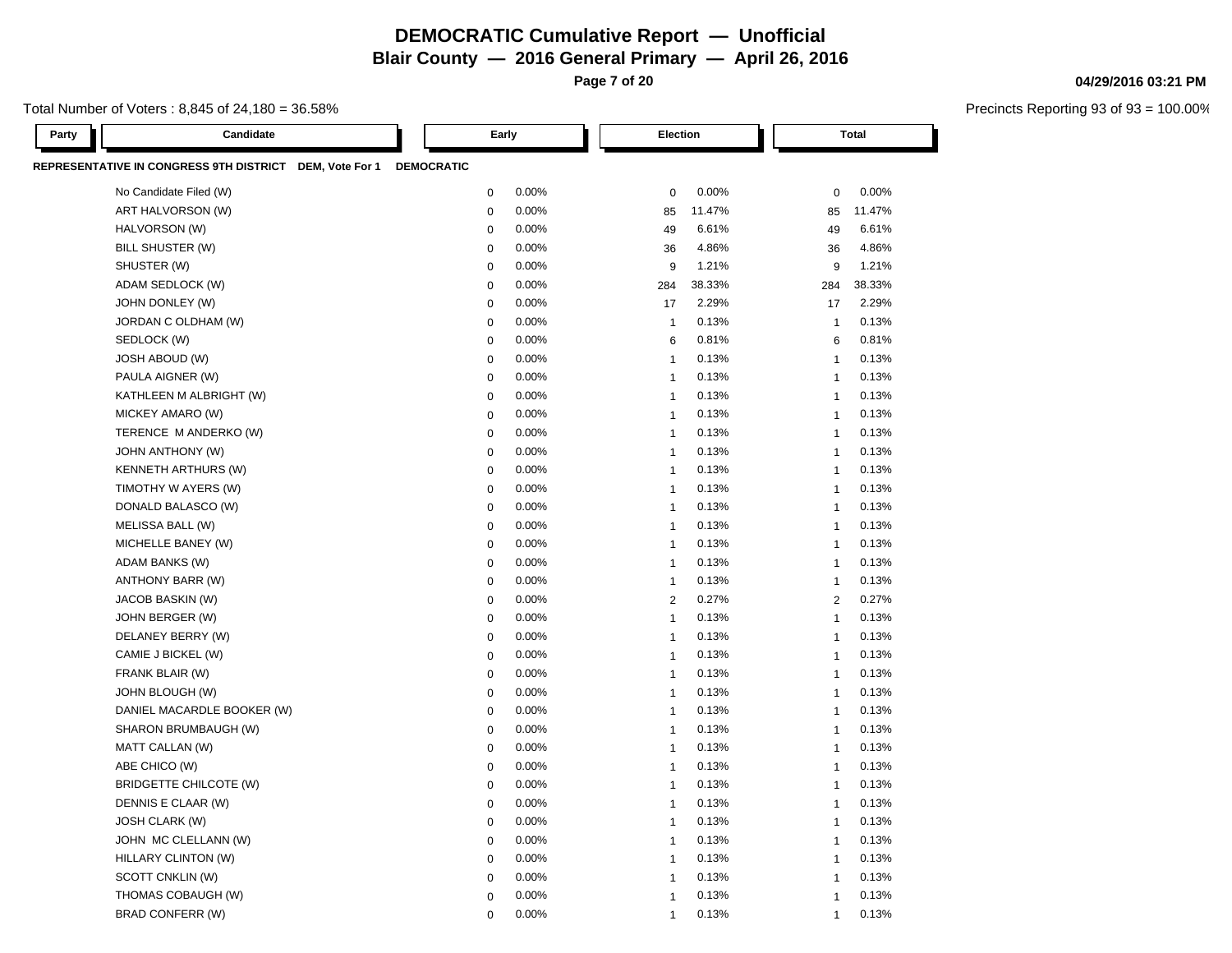# DEMOCRATIC Cumulative Report — Unofficial

## Blair County — 2016 General Primary — April 26, 2016

04/29/2016 03:21 PM

Total Number of Voters : 8,845 of 24,180 = 36.58%

Precincts Reporting 93 of 93 = 100.00%

### REPRESENTATIVE IN CONGRESS 9TH DISTRICT DEM, Vote For 1 DEMOCRATIC

| Party | Candidate | Early | | Election | | Total | |
|---|---|---|---|---|---|---|---|
| | No Candidate Filed (W) | 0 | 0.00% | 0 | 0.00% | 0 | 0.00% |
| | ART HALVORSON (W) | 0 | 0.00% | 85 | 11.47% | 85 | 11.47% |
| | HALVORSON (W) | 0 | 0.00% | 49 | 6.61% | 49 | 6.61% |
| | BILL SHUSTER (W) | 0 | 0.00% | 36 | 4.86% | 36 | 4.86% |
| | SHUSTER (W) | 0 | 0.00% | 9 | 1.21% | 9 | 1.21% |
| | ADAM SEDLOCK (W) | 0 | 0.00% | 284 | 38.33% | 284 | 38.33% |
| | JOHN DONLEY (W) | 0 | 0.00% | 17 | 2.29% | 17 | 2.29% |
| | JORDAN C OLDHAM (W) | 0 | 0.00% | 1 | 0.13% | 1 | 0.13% |
| | SEDLOCK (W) | 0 | 0.00% | 6 | 0.81% | 6 | 0.81% |
| | JOSH ABOUD (W) | 0 | 0.00% | 1 | 0.13% | 1 | 0.13% |
| | PAULA AIGNER (W) | 0 | 0.00% | 1 | 0.13% | 1 | 0.13% |
| | KATHLEEN M ALBRIGHT (W) | 0 | 0.00% | 1 | 0.13% | 1 | 0.13% |
| | MICKEY AMARO (W) | 0 | 0.00% | 1 | 0.13% | 1 | 0.13% |
| | TERENCE M ANDERKO (W) | 0 | 0.00% | 1 | 0.13% | 1 | 0.13% |
| | JOHN ANTHONY (W) | 0 | 0.00% | 1 | 0.13% | 1 | 0.13% |
| | KENNETH ARTHURS (W) | 0 | 0.00% | 1 | 0.13% | 1 | 0.13% |
| | TIMOTHY W AYERS (W) | 0 | 0.00% | 1 | 0.13% | 1 | 0.13% |
| | DONALD BALASCO (W) | 0 | 0.00% | 1 | 0.13% | 1 | 0.13% |
| | MELISSA BALL (W) | 0 | 0.00% | 1 | 0.13% | 1 | 0.13% |
| | MICHELLE BANEY (W) | 0 | 0.00% | 1 | 0.13% | 1 | 0.13% |
| | ADAM BANKS (W) | 0 | 0.00% | 1 | 0.13% | 1 | 0.13% |
| | ANTHONY BARR (W) | 0 | 0.00% | 1 | 0.13% | 1 | 0.13% |
| | JACOB BASKIN (W) | 0 | 0.00% | 2 | 0.27% | 2 | 0.27% |
| | JOHN BERGER (W) | 0 | 0.00% | 1 | 0.13% | 1 | 0.13% |
| | DELANEY BERRY (W) | 0 | 0.00% | 1 | 0.13% | 1 | 0.13% |
| | CAMIE J BICKEL (W) | 0 | 0.00% | 1 | 0.13% | 1 | 0.13% |
| | FRANK BLAIR (W) | 0 | 0.00% | 1 | 0.13% | 1 | 0.13% |
| | JOHN BLOUGH (W) | 0 | 0.00% | 1 | 0.13% | 1 | 0.13% |
| | DANIEL MACARDLE BOOKER (W) | 0 | 0.00% | 1 | 0.13% | 1 | 0.13% |
| | SHARON BRUMBAUGH (W) | 0 | 0.00% | 1 | 0.13% | 1 | 0.13% |
| | MATT CALLAN (W) | 0 | 0.00% | 1 | 0.13% | 1 | 0.13% |
| | ABE CHICO (W) | 0 | 0.00% | 1 | 0.13% | 1 | 0.13% |
| | BRIDGETTE CHILCOTE (W) | 0 | 0.00% | 1 | 0.13% | 1 | 0.13% |
| | DENNIS E CLAAR (W) | 0 | 0.00% | 1 | 0.13% | 1 | 0.13% |
| | JOSH CLARK (W) | 0 | 0.00% | 1 | 0.13% | 1 | 0.13% |
| | JOHN MC CLELLANN (W) | 0 | 0.00% | 1 | 0.13% | 1 | 0.13% |
| | HILLARY CLINTON (W) | 0 | 0.00% | 1 | 0.13% | 1 | 0.13% |
| | SCOTT CNKLIN (W) | 0 | 0.00% | 1 | 0.13% | 1 | 0.13% |
| | THOMAS COBAUGH (W) | 0 | 0.00% | 1 | 0.13% | 1 | 0.13% |
| | BRAD CONFERR (W) | 0 | 0.00% | 1 | 0.13% | 1 | 0.13% |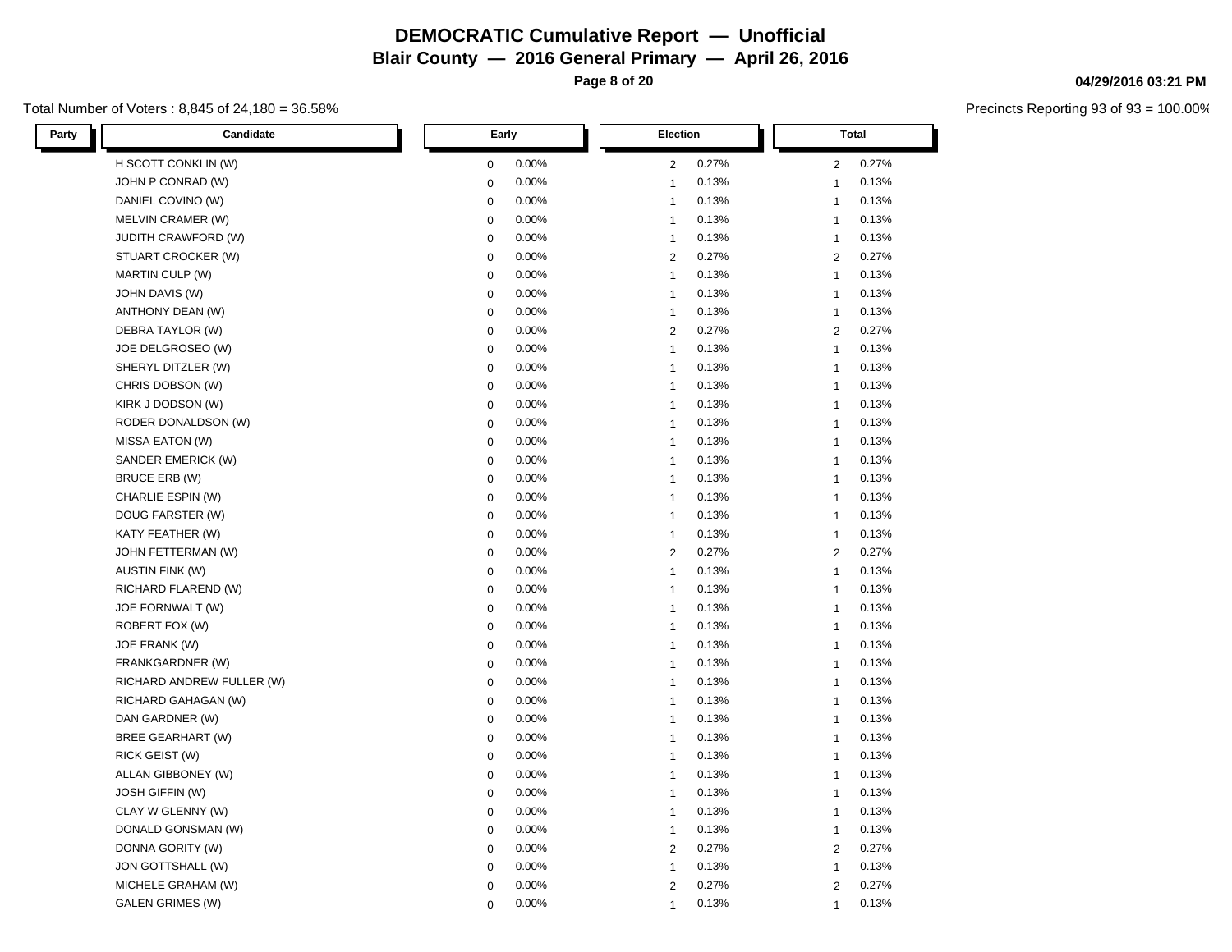# DEMOCRATIC Cumulative Report — Unofficial

## Blair County — 2016 General Primary — April 26, 2016

04/29/2016 03:21 PM

Total Number of Voters : 8,845 of 24,180 = 36.58%

Precincts Reporting 93 of 93 = 100.00%

| Party | Candidate | Early | | Election | | Total | |
|---|---|---|---|---|---|---|---|
| | H SCOTT CONKLIN (W) | 0 | 0.00% | 2 | 0.27% | 2 | 0.27% |
| | JOHN P CONRAD (W) | 0 | 0.00% | 1 | 0.13% | 1 | 0.13% |
| | DANIEL COVINO (W) | 0 | 0.00% | 1 | 0.13% | 1 | 0.13% |
| | MELVIN CRAMER (W) | 0 | 0.00% | 1 | 0.13% | 1 | 0.13% |
| | JUDITH CRAWFORD (W) | 0 | 0.00% | 1 | 0.13% | 1 | 0.13% |
| | STUART CROCKER (W) | 0 | 0.00% | 2 | 0.27% | 2 | 0.27% |
| | MARTIN CULP (W) | 0 | 0.00% | 1 | 0.13% | 1 | 0.13% |
| | JOHN DAVIS (W) | 0 | 0.00% | 1 | 0.13% | 1 | 0.13% |
| | ANTHONY DEAN (W) | 0 | 0.00% | 1 | 0.13% | 1 | 0.13% |
| | DEBRA TAYLOR (W) | 0 | 0.00% | 2 | 0.27% | 2 | 0.27% |
| | JOE DELGROSEO (W) | 0 | 0.00% | 1 | 0.13% | 1 | 0.13% |
| | SHERYL DITZLER (W) | 0 | 0.00% | 1 | 0.13% | 1 | 0.13% |
| | CHRIS DOBSON (W) | 0 | 0.00% | 1 | 0.13% | 1 | 0.13% |
| | KIRK J DODSON (W) | 0 | 0.00% | 1 | 0.13% | 1 | 0.13% |
| | RODER DONALDSON (W) | 0 | 0.00% | 1 | 0.13% | 1 | 0.13% |
| | MISSA EATON (W) | 0 | 0.00% | 1 | 0.13% | 1 | 0.13% |
| | SANDER EMERICK (W) | 0 | 0.00% | 1 | 0.13% | 1 | 0.13% |
| | BRUCE ERB (W) | 0 | 0.00% | 1 | 0.13% | 1 | 0.13% |
| | CHARLIE ESPIN (W) | 0 | 0.00% | 1 | 0.13% | 1 | 0.13% |
| | DOUG FARSTER (W) | 0 | 0.00% | 1 | 0.13% | 1 | 0.13% |
| | KATY FEATHER (W) | 0 | 0.00% | 1 | 0.13% | 1 | 0.13% |
| | JOHN FETTERMAN (W) | 0 | 0.00% | 2 | 0.27% | 2 | 0.27% |
| | AUSTIN FINK (W) | 0 | 0.00% | 1 | 0.13% | 1 | 0.13% |
| | RICHARD FLAREND (W) | 0 | 0.00% | 1 | 0.13% | 1 | 0.13% |
| | JOE FORNWALT (W) | 0 | 0.00% | 1 | 0.13% | 1 | 0.13% |
| | ROBERT FOX (W) | 0 | 0.00% | 1 | 0.13% | 1 | 0.13% |
| | JOE FRANK (W) | 0 | 0.00% | 1 | 0.13% | 1 | 0.13% |
| | FRANKGARDNER (W) | 0 | 0.00% | 1 | 0.13% | 1 | 0.13% |
| | RICHARD ANDREW FULLER (W) | 0 | 0.00% | 1 | 0.13% | 1 | 0.13% |
| | RICHARD GAHAGAN (W) | 0 | 0.00% | 1 | 0.13% | 1 | 0.13% |
| | DAN GARDNER (W) | 0 | 0.00% | 1 | 0.13% | 1 | 0.13% |
| | BREE GEARHART (W) | 0 | 0.00% | 1 | 0.13% | 1 | 0.13% |
| | RICK GEIST (W) | 0 | 0.00% | 1 | 0.13% | 1 | 0.13% |
| | ALLAN GIBBONEY (W) | 0 | 0.00% | 1 | 0.13% | 1 | 0.13% |
| | JOSH GIFFIN (W) | 0 | 0.00% | 1 | 0.13% | 1 | 0.13% |
| | CLAY W GLENNY (W) | 0 | 0.00% | 1 | 0.13% | 1 | 0.13% |
| | DONALD GONSMAN (W) | 0 | 0.00% | 1 | 0.13% | 1 | 0.13% |
| | DONNA GORITY (W) | 0 | 0.00% | 2 | 0.27% | 2 | 0.27% |
| | JON GOTTSHALL (W) | 0 | 0.00% | 1 | 0.13% | 1 | 0.13% |
| | MICHELE GRAHAM (W) | 0 | 0.00% | 2 | 0.27% | 2 | 0.27% |
| | GALEN GRIMES (W) | 0 | 0.00% | 1 | 0.13% | 1 | 0.13% |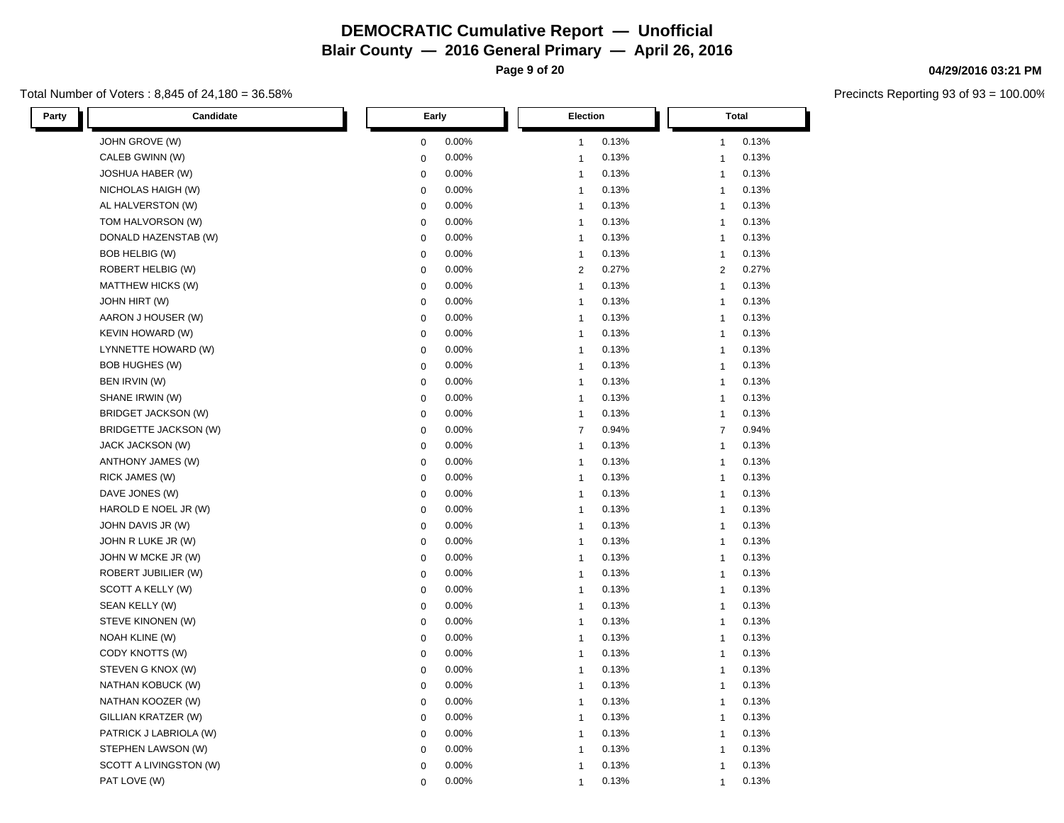# DEMOCRATIC Cumulative Report — Unofficial

## Blair County — 2016 General Primary — April 26, 2016

04/29/2016 03:21 PM

Total Number of Voters : 8,845 of 24,180 = 36.58%

Precincts Reporting 93 of 93 = 100.00%

| Party | Candidate | Early | | Election | | Total | |
|---|---|---|---|---|---|---|---|
| | JOHN GROVE (W) | 0 | 0.00% | 1 | 0.13% | 1 | 0.13% |
| | CALEB GWINN (W) | 0 | 0.00% | 1 | 0.13% | 1 | 0.13% |
| | JOSHUA HABER (W) | 0 | 0.00% | 1 | 0.13% | 1 | 0.13% |
| | NICHOLAS HAIGH (W) | 0 | 0.00% | 1 | 0.13% | 1 | 0.13% |
| | AL HALVERSTON (W) | 0 | 0.00% | 1 | 0.13% | 1 | 0.13% |
| | TOM HALVORSON (W) | 0 | 0.00% | 1 | 0.13% | 1 | 0.13% |
| | DONALD HAZENSTAB (W) | 0 | 0.00% | 1 | 0.13% | 1 | 0.13% |
| | BOB HELBIG (W) | 0 | 0.00% | 1 | 0.13% | 1 | 0.13% |
| | ROBERT HELBIG (W) | 0 | 0.00% | 2 | 0.27% | 2 | 0.27% |
| | MATTHEW HICKS (W) | 0 | 0.00% | 1 | 0.13% | 1 | 0.13% |
| | JOHN HIRT (W) | 0 | 0.00% | 1 | 0.13% | 1 | 0.13% |
| | AARON J HOUSER (W) | 0 | 0.00% | 1 | 0.13% | 1 | 0.13% |
| | KEVIN HOWARD (W) | 0 | 0.00% | 1 | 0.13% | 1 | 0.13% |
| | LYNNETTE HOWARD (W) | 0 | 0.00% | 1 | 0.13% | 1 | 0.13% |
| | BOB HUGHES (W) | 0 | 0.00% | 1 | 0.13% | 1 | 0.13% |
| | BEN IRVIN (W) | 0 | 0.00% | 1 | 0.13% | 1 | 0.13% |
| | SHANE IRWIN (W) | 0 | 0.00% | 1 | 0.13% | 1 | 0.13% |
| | BRIDGET JACKSON (W) | 0 | 0.00% | 1 | 0.13% | 1 | 0.13% |
| | BRIDGETTE JACKSON (W) | 0 | 0.00% | 7 | 0.94% | 7 | 0.94% |
| | JACK JACKSON (W) | 0 | 0.00% | 1 | 0.13% | 1 | 0.13% |
| | ANTHONY JAMES (W) | 0 | 0.00% | 1 | 0.13% | 1 | 0.13% |
| | RICK JAMES (W) | 0 | 0.00% | 1 | 0.13% | 1 | 0.13% |
| | DAVE JONES (W) | 0 | 0.00% | 1 | 0.13% | 1 | 0.13% |
| | HAROLD E NOEL JR (W) | 0 | 0.00% | 1 | 0.13% | 1 | 0.13% |
| | JOHN DAVIS JR (W) | 0 | 0.00% | 1 | 0.13% | 1 | 0.13% |
| | JOHN R LUKE JR (W) | 0 | 0.00% | 1 | 0.13% | 1 | 0.13% |
| | JOHN W MCKE JR (W) | 0 | 0.00% | 1 | 0.13% | 1 | 0.13% |
| | ROBERT JUBILIER (W) | 0 | 0.00% | 1 | 0.13% | 1 | 0.13% |
| | SCOTT A KELLY (W) | 0 | 0.00% | 1 | 0.13% | 1 | 0.13% |
| | SEAN KELLY (W) | 0 | 0.00% | 1 | 0.13% | 1 | 0.13% |
| | STEVE KINONEN (W) | 0 | 0.00% | 1 | 0.13% | 1 | 0.13% |
| | NOAH KLINE (W) | 0 | 0.00% | 1 | 0.13% | 1 | 0.13% |
| | CODY KNOTTS (W) | 0 | 0.00% | 1 | 0.13% | 1 | 0.13% |
| | STEVEN G KNOX (W) | 0 | 0.00% | 1 | 0.13% | 1 | 0.13% |
| | NATHAN KOBUCK (W) | 0 | 0.00% | 1 | 0.13% | 1 | 0.13% |
| | NATHAN KOOZER (W) | 0 | 0.00% | 1 | 0.13% | 1 | 0.13% |
| | GILLIAN KRATZER (W) | 0 | 0.00% | 1 | 0.13% | 1 | 0.13% |
| | PATRICK J LABRIOLA (W) | 0 | 0.00% | 1 | 0.13% | 1 | 0.13% |
| | STEPHEN LAWSON (W) | 0 | 0.00% | 1 | 0.13% | 1 | 0.13% |
| | SCOTT A LIVINGSTON (W) | 0 | 0.00% | 1 | 0.13% | 1 | 0.13% |
| | PAT LOVE (W) | 0 | 0.00% | 1 | 0.13% | 1 | 0.13% |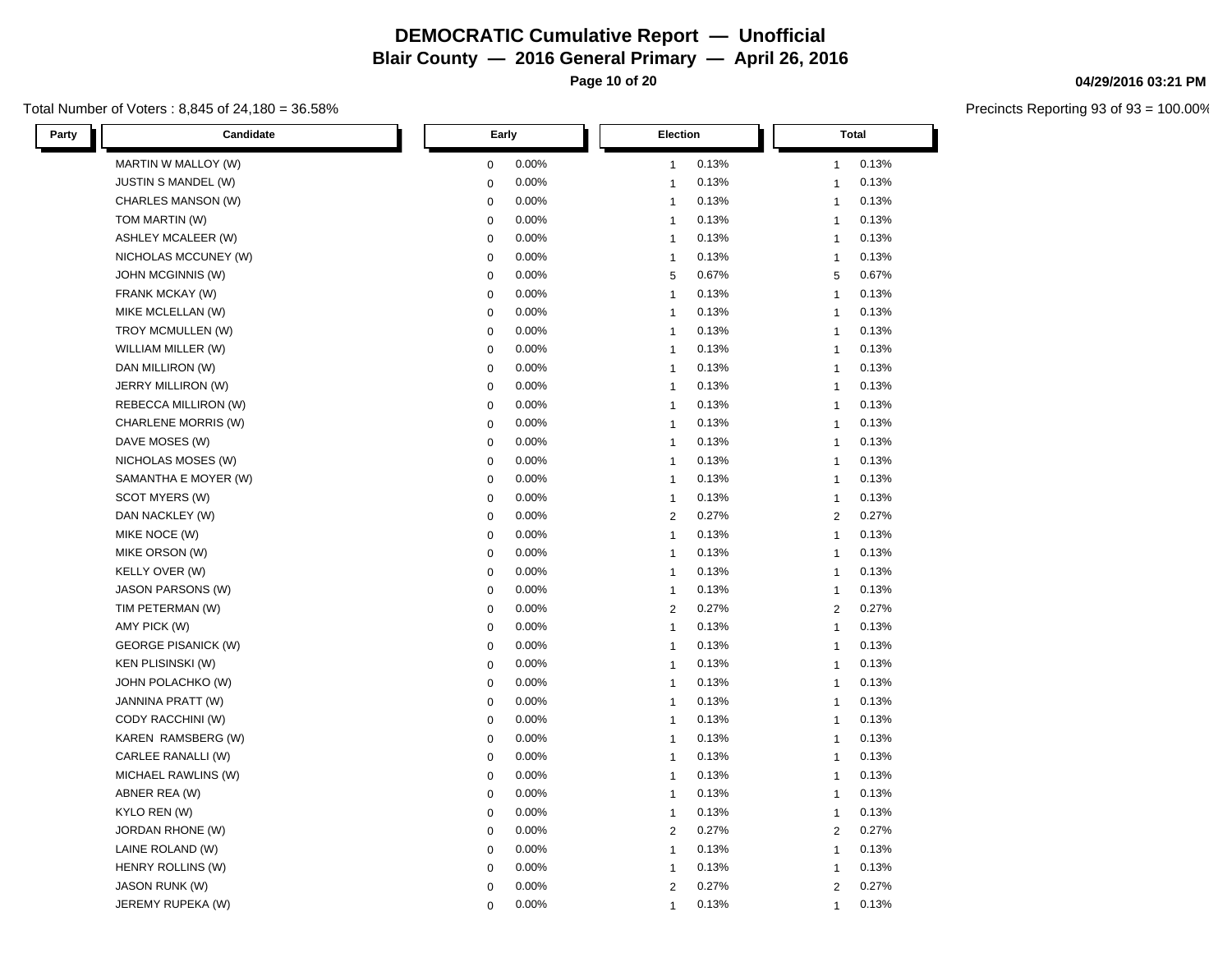# DEMOCRATIC Cumulative Report — Unofficial

## Blair County — 2016 General Primary — April 26, 2016

**04/29/2016 03:21 PM**

Total Number of Voters : 8,845 of 24,180 = 36.58%

Precincts Reporting 93 of 93 = 100.00%

| Party | Candidate | Early | | Election | | Total | |
|---|---|---|---|---|---|---|---|
| | MARTIN W MALLOY (W) | 0 | 0.00% | 1 | 0.13% | 1 | 0.13% |
| | JUSTIN S MANDEL (W) | 0 | 0.00% | 1 | 0.13% | 1 | 0.13% |
| | CHARLES MANSON (W) | 0 | 0.00% | 1 | 0.13% | 1 | 0.13% |
| | TOM MARTIN (W) | 0 | 0.00% | 1 | 0.13% | 1 | 0.13% |
| | ASHLEY MCALEER (W) | 0 | 0.00% | 1 | 0.13% | 1 | 0.13% |
| | NICHOLAS MCCUNEY (W) | 0 | 0.00% | 1 | 0.13% | 1 | 0.13% |
| | JOHN MCGINNIS (W) | 0 | 0.00% | 5 | 0.67% | 5 | 0.67% |
| | FRANK MCKAY (W) | 0 | 0.00% | 1 | 0.13% | 1 | 0.13% |
| | MIKE MCLELLAN (W) | 0 | 0.00% | 1 | 0.13% | 1 | 0.13% |
| | TROY MCMULLEN (W) | 0 | 0.00% | 1 | 0.13% | 1 | 0.13% |
| | WILLIAM MILLER (W) | 0 | 0.00% | 1 | 0.13% | 1 | 0.13% |
| | DAN MILLIRON (W) | 0 | 0.00% | 1 | 0.13% | 1 | 0.13% |
| | JERRY MILLIRON (W) | 0 | 0.00% | 1 | 0.13% | 1 | 0.13% |
| | REBECCA MILLIRON (W) | 0 | 0.00% | 1 | 0.13% | 1 | 0.13% |
| | CHARLENE MORRIS (W) | 0 | 0.00% | 1 | 0.13% | 1 | 0.13% |
| | DAVE MOSES (W) | 0 | 0.00% | 1 | 0.13% | 1 | 0.13% |
| | NICHOLAS MOSES (W) | 0 | 0.00% | 1 | 0.13% | 1 | 0.13% |
| | SAMANTHA E MOYER (W) | 0 | 0.00% | 1 | 0.13% | 1 | 0.13% |
| | SCOT MYERS (W) | 0 | 0.00% | 1 | 0.13% | 1 | 0.13% |
| | DAN NACKLEY (W) | 0 | 0.00% | 2 | 0.27% | 2 | 0.27% |
| | MIKE NOCE (W) | 0 | 0.00% | 1 | 0.13% | 1 | 0.13% |
| | MIKE ORSON (W) | 0 | 0.00% | 1 | 0.13% | 1 | 0.13% |
| | KELLY OVER (W) | 0 | 0.00% | 1 | 0.13% | 1 | 0.13% |
| | JASON PARSONS (W) | 0 | 0.00% | 1 | 0.13% | 1 | 0.13% |
| | TIM PETERMAN (W) | 0 | 0.00% | 2 | 0.27% | 2 | 0.27% |
| | AMY PICK (W) | 0 | 0.00% | 1 | 0.13% | 1 | 0.13% |
| | GEORGE PISANICK (W) | 0 | 0.00% | 1 | 0.13% | 1 | 0.13% |
| | KEN PLISINSKI (W) | 0 | 0.00% | 1 | 0.13% | 1 | 0.13% |
| | JOHN POLACHKO (W) | 0 | 0.00% | 1 | 0.13% | 1 | 0.13% |
| | JANNINA PRATT (W) | 0 | 0.00% | 1 | 0.13% | 1 | 0.13% |
| | CODY RACCHINI (W) | 0 | 0.00% | 1 | 0.13% | 1 | 0.13% |
| | KAREN RAMSBERG (W) | 0 | 0.00% | 1 | 0.13% | 1 | 0.13% |
| | CARLEE RANALLI (W) | 0 | 0.00% | 1 | 0.13% | 1 | 0.13% |
| | MICHAEL RAWLINS (W) | 0 | 0.00% | 1 | 0.13% | 1 | 0.13% |
| | ABNER REA (W) | 0 | 0.00% | 1 | 0.13% | 1 | 0.13% |
| | KYLO REN (W) | 0 | 0.00% | 1 | 0.13% | 1 | 0.13% |
| | JORDAN RHONE (W) | 0 | 0.00% | 2 | 0.27% | 2 | 0.27% |
| | LAINE ROLAND (W) | 0 | 0.00% | 1 | 0.13% | 1 | 0.13% |
| | HENRY ROLLINS (W) | 0 | 0.00% | 1 | 0.13% | 1 | 0.13% |
| | JASON RUNK (W) | 0 | 0.00% | 2 | 0.27% | 2 | 0.27% |
| | JEREMY RUPEKA (W) | 0 | 0.00% | 1 | 0.13% | 1 | 0.13% |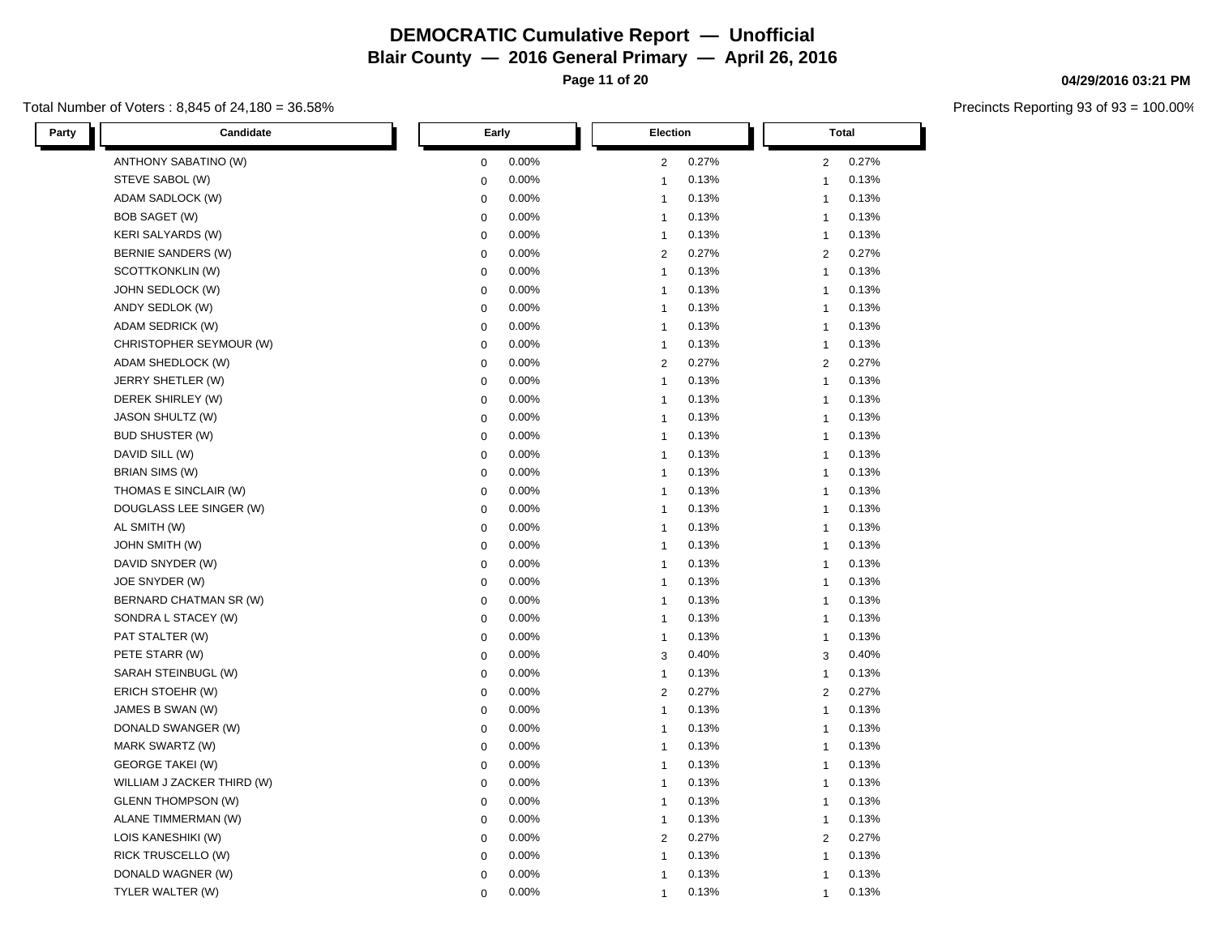# DEMOCRATIC Cumulative Report — Unofficial

## Blair County — 2016 General Primary — April 26, 2016

04/29/2016 03:21 PM

Total Number of Voters : 8,845 of 24,180 = 36.58%

Precincts Reporting 93 of 93 = 100.00%

| Party | Candidate | Early | | Election | | Total | |
|---|---|---|---|---|---|---|---|
| | ANTHONY SABATINO (W) | 0 | 0.00% | 2 | 0.27% | 2 | 0.27% |
| | STEVE SABOL (W) | 0 | 0.00% | 1 | 0.13% | 1 | 0.13% |
| | ADAM SADLOCK (W) | 0 | 0.00% | 1 | 0.13% | 1 | 0.13% |
| | BOB SAGET (W) | 0 | 0.00% | 1 | 0.13% | 1 | 0.13% |
| | KERI SALYARDS (W) | 0 | 0.00% | 1 | 0.13% | 1 | 0.13% |
| | BERNIE SANDERS (W) | 0 | 0.00% | 2 | 0.27% | 2 | 0.27% |
| | SCOTTKONKLIN (W) | 0 | 0.00% | 1 | 0.13% | 1 | 0.13% |
| | JOHN SEDLOCK (W) | 0 | 0.00% | 1 | 0.13% | 1 | 0.13% |
| | ANDY SEDLOK (W) | 0 | 0.00% | 1 | 0.13% | 1 | 0.13% |
| | ADAM SEDRICK (W) | 0 | 0.00% | 1 | 0.13% | 1 | 0.13% |
| | CHRISTOPHER SEYMOUR (W) | 0 | 0.00% | 1 | 0.13% | 1 | 0.13% |
| | ADAM SHEDLOCK (W) | 0 | 0.00% | 2 | 0.27% | 2 | 0.27% |
| | JERRY SHETLER (W) | 0 | 0.00% | 1 | 0.13% | 1 | 0.13% |
| | DEREK SHIRLEY (W) | 0 | 0.00% | 1 | 0.13% | 1 | 0.13% |
| | JASON SHULTZ (W) | 0 | 0.00% | 1 | 0.13% | 1 | 0.13% |
| | BUD SHUSTER (W) | 0 | 0.00% | 1 | 0.13% | 1 | 0.13% |
| | DAVID SILL (W) | 0 | 0.00% | 1 | 0.13% | 1 | 0.13% |
| | BRIAN SIMS (W) | 0 | 0.00% | 1 | 0.13% | 1 | 0.13% |
| | THOMAS E SINCLAIR (W) | 0 | 0.00% | 1 | 0.13% | 1 | 0.13% |
| | DOUGLASS LEE SINGER (W) | 0 | 0.00% | 1 | 0.13% | 1 | 0.13% |
| | AL SMITH (W) | 0 | 0.00% | 1 | 0.13% | 1 | 0.13% |
| | JOHN SMITH (W) | 0 | 0.00% | 1 | 0.13% | 1 | 0.13% |
| | DAVID SNYDER (W) | 0 | 0.00% | 1 | 0.13% | 1 | 0.13% |
| | JOE SNYDER (W) | 0 | 0.00% | 1 | 0.13% | 1 | 0.13% |
| | BERNARD CHATMAN SR (W) | 0 | 0.00% | 1 | 0.13% | 1 | 0.13% |
| | SONDRA L STACEY (W) | 0 | 0.00% | 1 | 0.13% | 1 | 0.13% |
| | PAT STALTER (W) | 0 | 0.00% | 1 | 0.13% | 1 | 0.13% |
| | PETE STARR (W) | 0 | 0.00% | 3 | 0.40% | 3 | 0.40% |
| | SARAH STEINBUGL (W) | 0 | 0.00% | 1 | 0.13% | 1 | 0.13% |
| | ERICH STOEHR (W) | 0 | 0.00% | 2 | 0.27% | 2 | 0.27% |
| | JAMES B SWAN (W) | 0 | 0.00% | 1 | 0.13% | 1 | 0.13% |
| | DONALD SWANGER (W) | 0 | 0.00% | 1 | 0.13% | 1 | 0.13% |
| | MARK SWARTZ (W) | 0 | 0.00% | 1 | 0.13% | 1 | 0.13% |
| | GEORGE TAKEI (W) | 0 | 0.00% | 1 | 0.13% | 1 | 0.13% |
| | WILLIAM J ZACKER THIRD (W) | 0 | 0.00% | 1 | 0.13% | 1 | 0.13% |
| | GLENN THOMPSON (W) | 0 | 0.00% | 1 | 0.13% | 1 | 0.13% |
| | ALANE TIMMERMAN (W) | 0 | 0.00% | 1 | 0.13% | 1 | 0.13% |
| | LOIS KANESHIKI (W) | 0 | 0.00% | 2 | 0.27% | 2 | 0.27% |
| | RICK TRUSCELLO (W) | 0 | 0.00% | 1 | 0.13% | 1 | 0.13% |
| | DONALD WAGNER (W) | 0 | 0.00% | 1 | 0.13% | 1 | 0.13% |
| | TYLER WALTER (W) | 0 | 0.00% | 1 | 0.13% | 1 | 0.13% |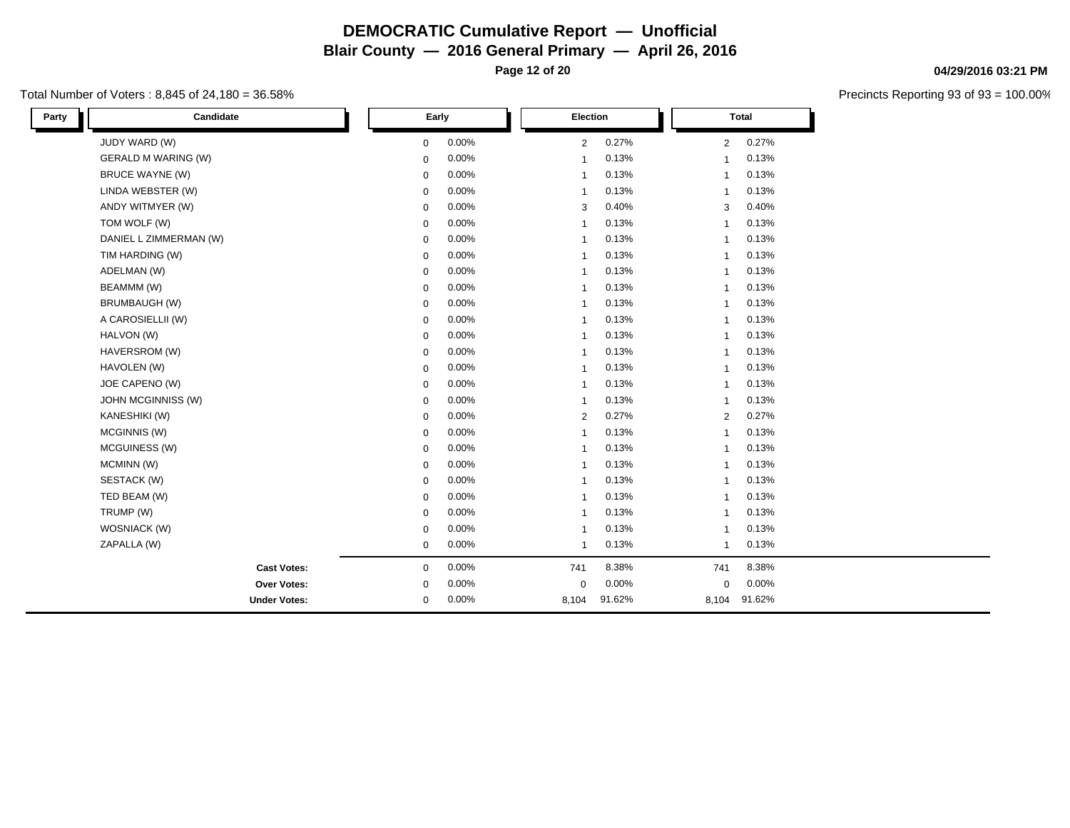# DEMOCRATIC Cumulative Report — Unofficial

## Blair County — 2016 General Primary — April 26, 2016

04/29/2016 03:21 PM

Total Number of Voters : 8,845 of 24,180 = 36.58%

Precincts Reporting 93 of 93 = 100.00%

| Party | Candidate | Early | | Election | | Total | |
|---|---|---|---|---|---|---|---|
| | JUDY WARD (W) | 0 | 0.00% | 2 | 0.27% | 2 | 0.27% |
| | GERALD M WARING (W) | 0 | 0.00% | 1 | 0.13% | 1 | 0.13% |
| | BRUCE WAYNE (W) | 0 | 0.00% | 1 | 0.13% | 1 | 0.13% |
| | LINDA WEBSTER (W) | 0 | 0.00% | 1 | 0.13% | 1 | 0.13% |
| | ANDY WITMYER (W) | 0 | 0.00% | 3 | 0.40% | 3 | 0.40% |
| | TOM WOLF (W) | 0 | 0.00% | 1 | 0.13% | 1 | 0.13% |
| | DANIEL L ZIMMERMAN (W) | 0 | 0.00% | 1 | 0.13% | 1 | 0.13% |
| | TIM HARDING (W) | 0 | 0.00% | 1 | 0.13% | 1 | 0.13% |
| | ADELMAN (W) | 0 | 0.00% | 1 | 0.13% | 1 | 0.13% |
| | BEAMMM (W) | 0 | 0.00% | 1 | 0.13% | 1 | 0.13% |
| | BRUMBAUGH (W) | 0 | 0.00% | 1 | 0.13% | 1 | 0.13% |
| | A CAROSIELLII (W) | 0 | 0.00% | 1 | 0.13% | 1 | 0.13% |
| | HALVON (W) | 0 | 0.00% | 1 | 0.13% | 1 | 0.13% |
| | HAVERSROM (W) | 0 | 0.00% | 1 | 0.13% | 1 | 0.13% |
| | HAVOLEN (W) | 0 | 0.00% | 1 | 0.13% | 1 | 0.13% |
| | JOE CAPENO (W) | 0 | 0.00% | 1 | 0.13% | 1 | 0.13% |
| | JOHN MCGINNISS (W) | 0 | 0.00% | 1 | 0.13% | 1 | 0.13% |
| | KANESHIKI (W) | 0 | 0.00% | 2 | 0.27% | 2 | 0.27% |
| | MCGINNIS (W) | 0 | 0.00% | 1 | 0.13% | 1 | 0.13% |
| | MCGUINESS (W) | 0 | 0.00% | 1 | 0.13% | 1 | 0.13% |
| | MCMINN (W) | 0 | 0.00% | 1 | 0.13% | 1 | 0.13% |
| | SESTACK (W) | 0 | 0.00% | 1 | 0.13% | 1 | 0.13% |
| | TED BEAM (W) | 0 | 0.00% | 1 | 0.13% | 1 | 0.13% |
| | TRUMP (W) | 0 | 0.00% | 1 | 0.13% | 1 | 0.13% |
| | WOSNIACK (W) | 0 | 0.00% | 1 | 0.13% | 1 | 0.13% |
| | ZAPALLA (W) | 0 | 0.00% | 1 | 0.13% | 1 | 0.13% |
| | **Cast Votes:** | 0 | 0.00% | 741 | 8.38% | 741 | 8.38% |
| | **Over Votes:** | 0 | 0.00% | 0 | 0.00% | 0 | 0.00% |
| | **Under Votes:** | 0 | 0.00% | 8,104 | 91.62% | 8,104 | 91.62% |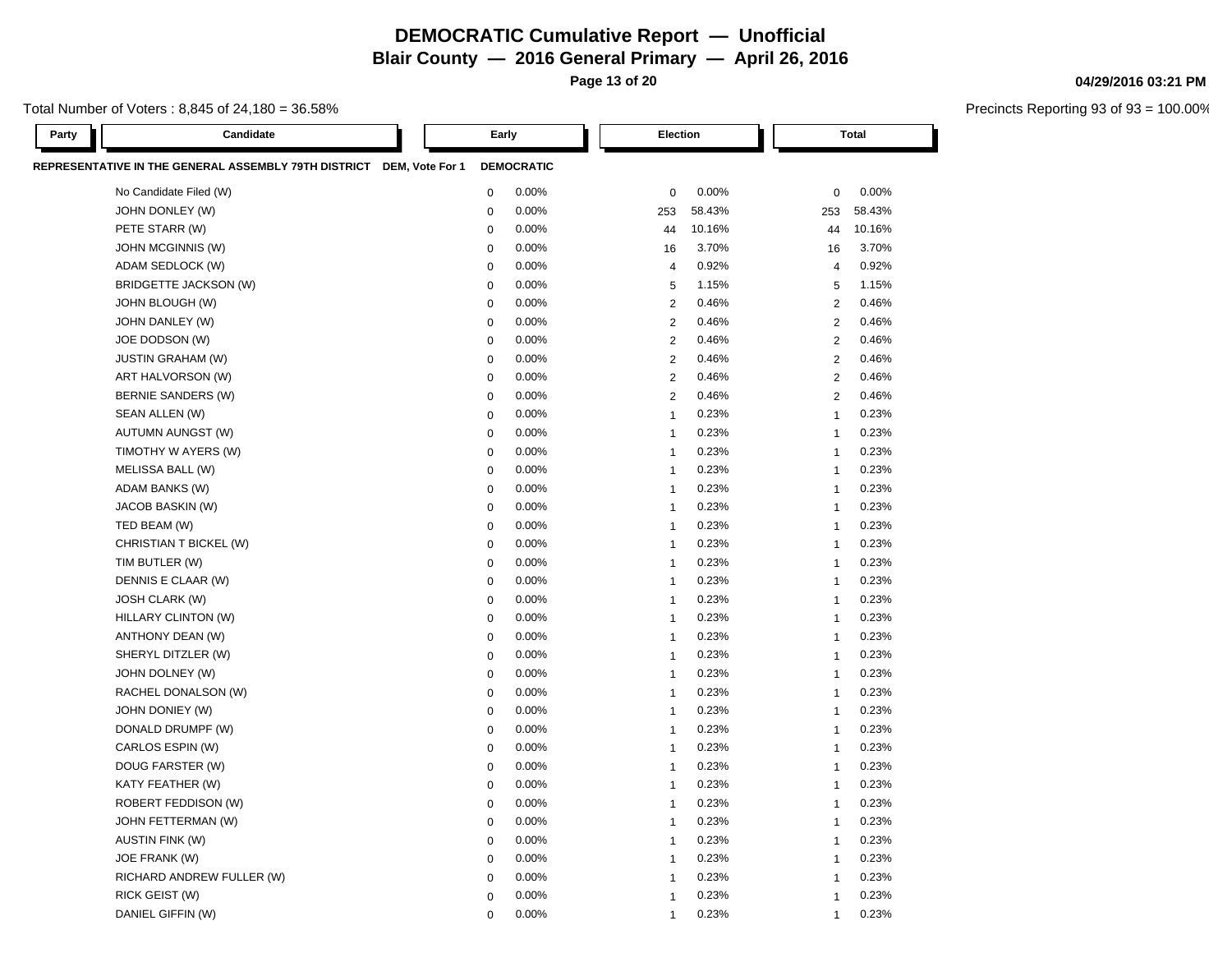# DEMOCRATIC Cumulative Report — Unofficial

## Blair County — 2016 General Primary — April 26, 2016

04/29/2016 03:21 PM

Total Number of Voters : 8,845 of 24,180 = 36.58%

Precincts Reporting 93 of 93 = 100.00%

### REPRESENTATIVE IN THE GENERAL ASSEMBLY 79TH DISTRICT DEM, Vote For 1 — DEMOCRATIC

| Party | Candidate | Early | | Election | | Total | |
|---|---|---|---|---|---|---|---|
| | No Candidate Filed (W) | 0 | 0.00% | 0 | 0.00% | 0 | 0.00% |
| | JOHN DONLEY (W) | 0 | 0.00% | 253 | 58.43% | 253 | 58.43% |
| | PETE STARR (W) | 0 | 0.00% | 44 | 10.16% | 44 | 10.16% |
| | JOHN MCGINNIS (W) | 0 | 0.00% | 16 | 3.70% | 16 | 3.70% |
| | ADAM SEDLOCK (W) | 0 | 0.00% | 4 | 0.92% | 4 | 0.92% |
| | BRIDGETTE JACKSON (W) | 0 | 0.00% | 5 | 1.15% | 5 | 1.15% |
| | JOHN BLOUGH (W) | 0 | 0.00% | 2 | 0.46% | 2 | 0.46% |
| | JOHN DANLEY (W) | 0 | 0.00% | 2 | 0.46% | 2 | 0.46% |
| | JOE DODSON (W) | 0 | 0.00% | 2 | 0.46% | 2 | 0.46% |
| | JUSTIN GRAHAM (W) | 0 | 0.00% | 2 | 0.46% | 2 | 0.46% |
| | ART HALVORSON (W) | 0 | 0.00% | 2 | 0.46% | 2 | 0.46% |
| | BERNIE SANDERS (W) | 0 | 0.00% | 2 | 0.46% | 2 | 0.46% |
| | SEAN ALLEN (W) | 0 | 0.00% | 1 | 0.23% | 1 | 0.23% |
| | AUTUMN AUNGST (W) | 0 | 0.00% | 1 | 0.23% | 1 | 0.23% |
| | TIMOTHY W AYERS (W) | 0 | 0.00% | 1 | 0.23% | 1 | 0.23% |
| | MELISSA BALL (W) | 0 | 0.00% | 1 | 0.23% | 1 | 0.23% |
| | ADAM BANKS (W) | 0 | 0.00% | 1 | 0.23% | 1 | 0.23% |
| | JACOB BASKIN (W) | 0 | 0.00% | 1 | 0.23% | 1 | 0.23% |
| | TED BEAM (W) | 0 | 0.00% | 1 | 0.23% | 1 | 0.23% |
| | CHRISTIAN T BICKEL (W) | 0 | 0.00% | 1 | 0.23% | 1 | 0.23% |
| | TIM BUTLER (W) | 0 | 0.00% | 1 | 0.23% | 1 | 0.23% |
| | DENNIS E CLAAR (W) | 0 | 0.00% | 1 | 0.23% | 1 | 0.23% |
| | JOSH CLARK (W) | 0 | 0.00% | 1 | 0.23% | 1 | 0.23% |
| | HILLARY CLINTON (W) | 0 | 0.00% | 1 | 0.23% | 1 | 0.23% |
| | ANTHONY DEAN (W) | 0 | 0.00% | 1 | 0.23% | 1 | 0.23% |
| | SHERYL DITZLER (W) | 0 | 0.00% | 1 | 0.23% | 1 | 0.23% |
| | JOHN DOLNEY (W) | 0 | 0.00% | 1 | 0.23% | 1 | 0.23% |
| | RACHEL DONALSON (W) | 0 | 0.00% | 1 | 0.23% | 1 | 0.23% |
| | JOHN DONIEY (W) | 0 | 0.00% | 1 | 0.23% | 1 | 0.23% |
| | DONALD DRUMPF (W) | 0 | 0.00% | 1 | 0.23% | 1 | 0.23% |
| | CARLOS ESPIN (W) | 0 | 0.00% | 1 | 0.23% | 1 | 0.23% |
| | DOUG FARSTER (W) | 0 | 0.00% | 1 | 0.23% | 1 | 0.23% |
| | KATY FEATHER (W) | 0 | 0.00% | 1 | 0.23% | 1 | 0.23% |
| | ROBERT FEDDISON (W) | 0 | 0.00% | 1 | 0.23% | 1 | 0.23% |
| | JOHN FETTERMAN (W) | 0 | 0.00% | 1 | 0.23% | 1 | 0.23% |
| | AUSTIN FINK (W) | 0 | 0.00% | 1 | 0.23% | 1 | 0.23% |
| | JOE FRANK (W) | 0 | 0.00% | 1 | 0.23% | 1 | 0.23% |
| | RICHARD ANDREW FULLER (W) | 0 | 0.00% | 1 | 0.23% | 1 | 0.23% |
| | RICK GEIST (W) | 0 | 0.00% | 1 | 0.23% | 1 | 0.23% |
| | DANIEL GIFFIN (W) | 0 | 0.00% | 1 | 0.23% | 1 | 0.23% |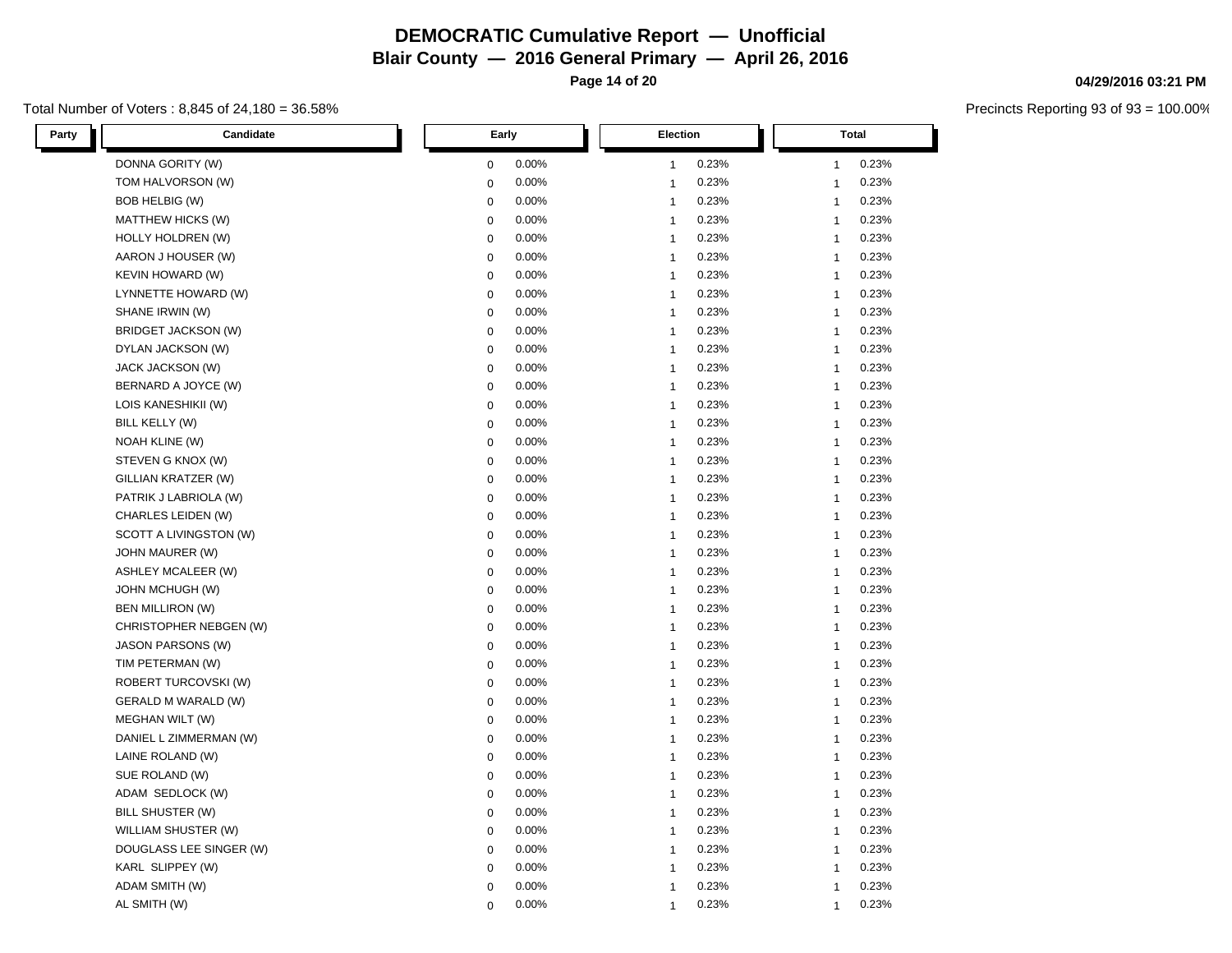# DEMOCRATIC Cumulative Report — Unofficial

## Blair County — 2016 General Primary — April 26, 2016

Total Number of Voters : 8,845 of 24,180 = 36.58%

Precincts Reporting 93 of 93 = 100.00%

| Party | Candidate | Early | | Election | | Total | |
|---|---|---|---|---|---|---|---|
| | DONNA GORITY (W) | 0 | 0.00% | 1 | 0.23% | 1 | 0.23% |
| | TOM HALVORSON (W) | 0 | 0.00% | 1 | 0.23% | 1 | 0.23% |
| | BOB HELBIG (W) | 0 | 0.00% | 1 | 0.23% | 1 | 0.23% |
| | MATTHEW HICKS (W) | 0 | 0.00% | 1 | 0.23% | 1 | 0.23% |
| | HOLLY HOLDREN (W) | 0 | 0.00% | 1 | 0.23% | 1 | 0.23% |
| | AARON J HOUSER (W) | 0 | 0.00% | 1 | 0.23% | 1 | 0.23% |
| | KEVIN HOWARD (W) | 0 | 0.00% | 1 | 0.23% | 1 | 0.23% |
| | LYNNETTE HOWARD (W) | 0 | 0.00% | 1 | 0.23% | 1 | 0.23% |
| | SHANE IRWIN (W) | 0 | 0.00% | 1 | 0.23% | 1 | 0.23% |
| | BRIDGET JACKSON (W) | 0 | 0.00% | 1 | 0.23% | 1 | 0.23% |
| | DYLAN JACKSON (W) | 0 | 0.00% | 1 | 0.23% | 1 | 0.23% |
| | JACK JACKSON (W) | 0 | 0.00% | 1 | 0.23% | 1 | 0.23% |
| | BERNARD A JOYCE (W) | 0 | 0.00% | 1 | 0.23% | 1 | 0.23% |
| | LOIS KANESHIKII (W) | 0 | 0.00% | 1 | 0.23% | 1 | 0.23% |
| | BILL KELLY (W) | 0 | 0.00% | 1 | 0.23% | 1 | 0.23% |
| | NOAH KLINE (W) | 0 | 0.00% | 1 | 0.23% | 1 | 0.23% |
| | STEVEN G KNOX (W) | 0 | 0.00% | 1 | 0.23% | 1 | 0.23% |
| | GILLIAN KRATZER (W) | 0 | 0.00% | 1 | 0.23% | 1 | 0.23% |
| | PATRIK J LABRIOLA (W) | 0 | 0.00% | 1 | 0.23% | 1 | 0.23% |
| | CHARLES LEIDEN (W) | 0 | 0.00% | 1 | 0.23% | 1 | 0.23% |
| | SCOTT A LIVINGSTON (W) | 0 | 0.00% | 1 | 0.23% | 1 | 0.23% |
| | JOHN MAURER (W) | 0 | 0.00% | 1 | 0.23% | 1 | 0.23% |
| | ASHLEY MCALEER (W) | 0 | 0.00% | 1 | 0.23% | 1 | 0.23% |
| | JOHN MCHUGH (W) | 0 | 0.00% | 1 | 0.23% | 1 | 0.23% |
| | BEN MILLIRON (W) | 0 | 0.00% | 1 | 0.23% | 1 | 0.23% |
| | CHRISTOPHER NEBGEN (W) | 0 | 0.00% | 1 | 0.23% | 1 | 0.23% |
| | JASON PARSONS (W) | 0 | 0.00% | 1 | 0.23% | 1 | 0.23% |
| | TIM PETERMAN (W) | 0 | 0.00% | 1 | 0.23% | 1 | 0.23% |
| | ROBERT TURCOVSKI (W) | 0 | 0.00% | 1 | 0.23% | 1 | 0.23% |
| | GERALD M WARALD (W) | 0 | 0.00% | 1 | 0.23% | 1 | 0.23% |
| | MEGHAN WILT (W) | 0 | 0.00% | 1 | 0.23% | 1 | 0.23% |
| | DANIEL L ZIMMERMAN (W) | 0 | 0.00% | 1 | 0.23% | 1 | 0.23% |
| | LAINE ROLAND (W) | 0 | 0.00% | 1 | 0.23% | 1 | 0.23% |
| | SUE ROLAND (W) | 0 | 0.00% | 1 | 0.23% | 1 | 0.23% |
| | ADAM SEDLOCK (W) | 0 | 0.00% | 1 | 0.23% | 1 | 0.23% |
| | BILL SHUSTER (W) | 0 | 0.00% | 1 | 0.23% | 1 | 0.23% |
| | WILLIAM SHUSTER (W) | 0 | 0.00% | 1 | 0.23% | 1 | 0.23% |
| | DOUGLASS LEE SINGER (W) | 0 | 0.00% | 1 | 0.23% | 1 | 0.23% |
| | KARL SLIPPEY (W) | 0 | 0.00% | 1 | 0.23% | 1 | 0.23% |
| | ADAM SMITH (W) | 0 | 0.00% | 1 | 0.23% | 1 | 0.23% |
| | AL SMITH (W) | 0 | 0.00% | 1 | 0.23% | 1 | 0.23% |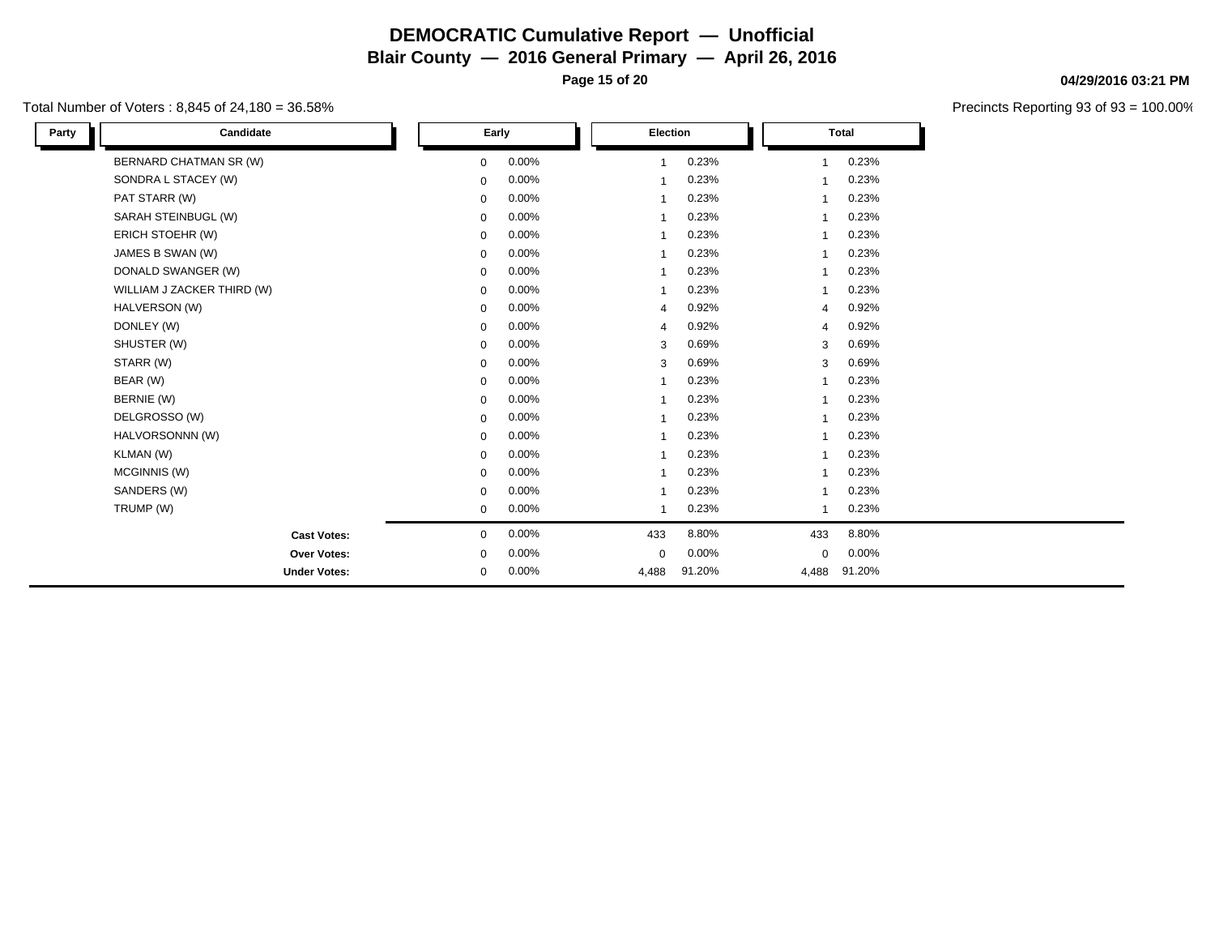# DEMOCRATIC Cumulative Report — Unofficial

## Blair County — 2016 General Primary — April 26, 2016

**04/29/2016 03:21 PM**

Total Number of Voters : 8,845 of 24,180 = 36.58%

Precincts Reporting 93 of 93 = 100.00%

| Party | Candidate | Early | | Election | | Total | |
|---|---|---|---|---|---|---|---|
| | BERNARD CHATMAN SR (W) | 0 | 0.00% | 1 | 0.23% | 1 | 0.23% |
| | SONDRA L STACEY (W) | 0 | 0.00% | 1 | 0.23% | 1 | 0.23% |
| | PAT STARR (W) | 0 | 0.00% | 1 | 0.23% | 1 | 0.23% |
| | SARAH STEINBUGL (W) | 0 | 0.00% | 1 | 0.23% | 1 | 0.23% |
| | ERICH STOEHR (W) | 0 | 0.00% | 1 | 0.23% | 1 | 0.23% |
| | JAMES B SWAN (W) | 0 | 0.00% | 1 | 0.23% | 1 | 0.23% |
| | DONALD SWANGER (W) | 0 | 0.00% | 1 | 0.23% | 1 | 0.23% |
| | WILLIAM J ZACKER THIRD (W) | 0 | 0.00% | 1 | 0.23% | 1 | 0.23% |
| | HALVERSON (W) | 0 | 0.00% | 4 | 0.92% | 4 | 0.92% |
| | DONLEY (W) | 0 | 0.00% | 4 | 0.92% | 4 | 0.92% |
| | SHUSTER (W) | 0 | 0.00% | 3 | 0.69% | 3 | 0.69% |
| | STARR (W) | 0 | 0.00% | 3 | 0.69% | 3 | 0.69% |
| | BEAR (W) | 0 | 0.00% | 1 | 0.23% | 1 | 0.23% |
| | BERNIE (W) | 0 | 0.00% | 1 | 0.23% | 1 | 0.23% |
| | DELGROSSO (W) | 0 | 0.00% | 1 | 0.23% | 1 | 0.23% |
| | HALVORSONNN (W) | 0 | 0.00% | 1 | 0.23% | 1 | 0.23% |
| | KLMAN (W) | 0 | 0.00% | 1 | 0.23% | 1 | 0.23% |
| | MCGINNIS (W) | 0 | 0.00% | 1 | 0.23% | 1 | 0.23% |
| | SANDERS (W) | 0 | 0.00% | 1 | 0.23% | 1 | 0.23% |
| | TRUMP (W) | 0 | 0.00% | 1 | 0.23% | 1 | 0.23% |
| | **Cast Votes:** | 0 | 0.00% | 433 | 8.80% | 433 | 8.80% |
| | **Over Votes:** | 0 | 0.00% | 0 | 0.00% | 0 | 0.00% |
| | **Under Votes:** | 0 | 0.00% | 4,488 | 91.20% | 4,488 | 91.20% |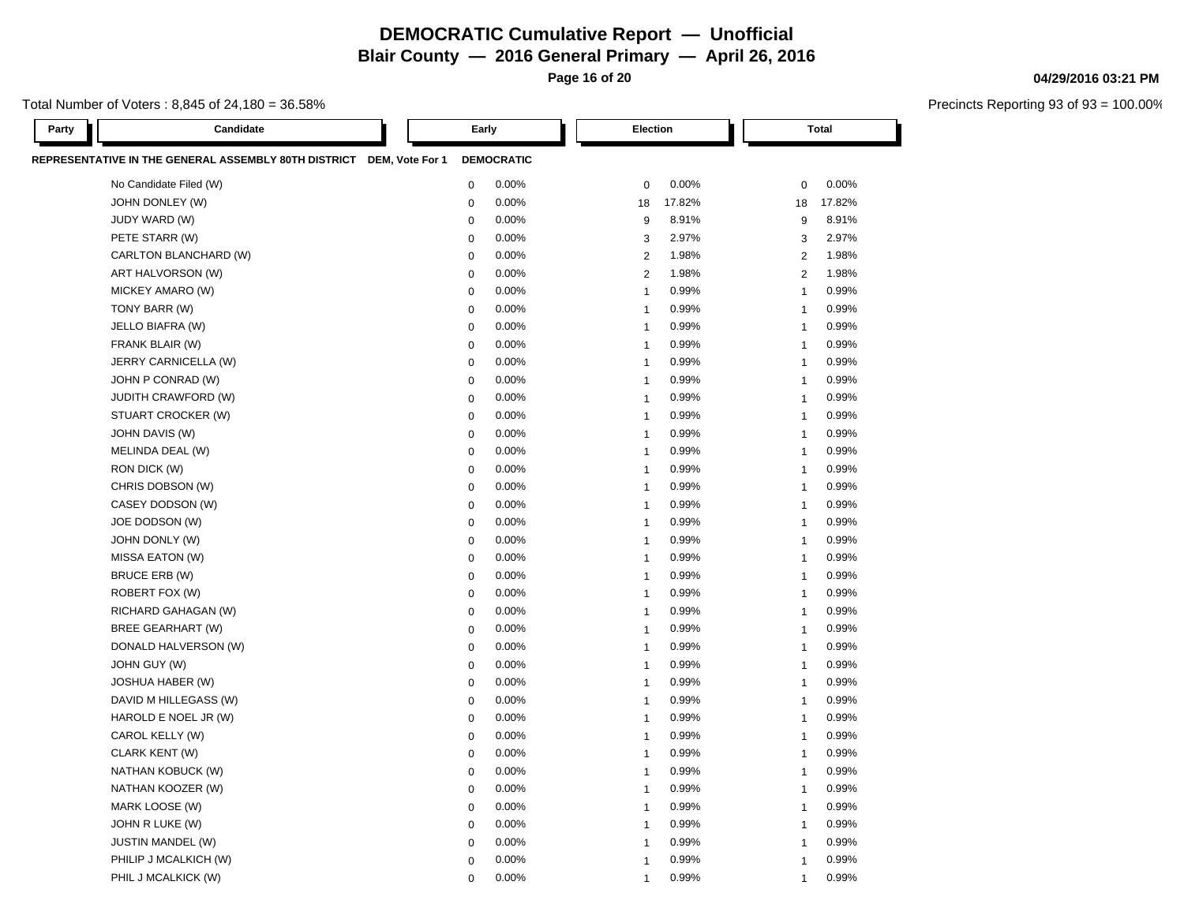# DEMOCRATIC Cumulative Report — Unofficial

## Blair County — 2016 General Primary — April 26, 2016

Total Number of Voters : 8,845 of 24,180 = 36.58%

Precincts Reporting 93 of 93 = 100.00%

**REPRESENTATIVE IN THE GENERAL ASSEMBLY 80TH DISTRICT** DEM, Vote For 1 **DEMOCRATIC**

| Party | Candidate | Early | | Election | | Total | |
|---|---|---|---|---|---|---|---|
| | No Candidate Filed (W) | 0 | 0.00% | 0 | 0.00% | 0 | 0.00% |
| | JOHN DONLEY (W) | 0 | 0.00% | 18 | 17.82% | 18 | 17.82% |
| | JUDY WARD (W) | 0 | 0.00% | 9 | 8.91% | 9 | 8.91% |
| | PETE STARR (W) | 0 | 0.00% | 3 | 2.97% | 3 | 2.97% |
| | CARLTON BLANCHARD (W) | 0 | 0.00% | 2 | 1.98% | 2 | 1.98% |
| | ART HALVORSON (W) | 0 | 0.00% | 2 | 1.98% | 2 | 1.98% |
| | MICKEY AMARO (W) | 0 | 0.00% | 1 | 0.99% | 1 | 0.99% |
| | TONY BARR (W) | 0 | 0.00% | 1 | 0.99% | 1 | 0.99% |
| | JELLO BIAFRA (W) | 0 | 0.00% | 1 | 0.99% | 1 | 0.99% |
| | FRANK BLAIR (W) | 0 | 0.00% | 1 | 0.99% | 1 | 0.99% |
| | JERRY CARNICELLA (W) | 0 | 0.00% | 1 | 0.99% | 1 | 0.99% |
| | JOHN P CONRAD (W) | 0 | 0.00% | 1 | 0.99% | 1 | 0.99% |
| | JUDITH CRAWFORD (W) | 0 | 0.00% | 1 | 0.99% | 1 | 0.99% |
| | STUART CROCKER (W) | 0 | 0.00% | 1 | 0.99% | 1 | 0.99% |
| | JOHN DAVIS (W) | 0 | 0.00% | 1 | 0.99% | 1 | 0.99% |
| | MELINDA DEAL (W) | 0 | 0.00% | 1 | 0.99% | 1 | 0.99% |
| | RON DICK (W) | 0 | 0.00% | 1 | 0.99% | 1 | 0.99% |
| | CHRIS DOBSON (W) | 0 | 0.00% | 1 | 0.99% | 1 | 0.99% |
| | CASEY DODSON (W) | 0 | 0.00% | 1 | 0.99% | 1 | 0.99% |
| | JOE DODSON (W) | 0 | 0.00% | 1 | 0.99% | 1 | 0.99% |
| | JOHN DONLY (W) | 0 | 0.00% | 1 | 0.99% | 1 | 0.99% |
| | MISSA EATON (W) | 0 | 0.00% | 1 | 0.99% | 1 | 0.99% |
| | BRUCE ERB (W) | 0 | 0.00% | 1 | 0.99% | 1 | 0.99% |
| | ROBERT FOX (W) | 0 | 0.00% | 1 | 0.99% | 1 | 0.99% |
| | RICHARD GAHAGAN (W) | 0 | 0.00% | 1 | 0.99% | 1 | 0.99% |
| | BREE GEARHART (W) | 0 | 0.00% | 1 | 0.99% | 1 | 0.99% |
| | DONALD HALVERSON (W) | 0 | 0.00% | 1 | 0.99% | 1 | 0.99% |
| | JOHN GUY (W) | 0 | 0.00% | 1 | 0.99% | 1 | 0.99% |
| | JOSHUA HABER (W) | 0 | 0.00% | 1 | 0.99% | 1 | 0.99% |
| | DAVID M HILLEGASS (W) | 0 | 0.00% | 1 | 0.99% | 1 | 0.99% |
| | HAROLD E NOEL JR (W) | 0 | 0.00% | 1 | 0.99% | 1 | 0.99% |
| | CAROL KELLY (W) | 0 | 0.00% | 1 | 0.99% | 1 | 0.99% |
| | CLARK KENT (W) | 0 | 0.00% | 1 | 0.99% | 1 | 0.99% |
| | NATHAN KOBUCK (W) | 0 | 0.00% | 1 | 0.99% | 1 | 0.99% |
| | NATHAN KOOZER (W) | 0 | 0.00% | 1 | 0.99% | 1 | 0.99% |
| | MARK LOOSE (W) | 0 | 0.00% | 1 | 0.99% | 1 | 0.99% |
| | JOHN R LUKE (W) | 0 | 0.00% | 1 | 0.99% | 1 | 0.99% |
| | JUSTIN MANDEL (W) | 0 | 0.00% | 1 | 0.99% | 1 | 0.99% |
| | PHILIP J MCALKICH (W) | 0 | 0.00% | 1 | 0.99% | 1 | 0.99% |
| | PHIL J MCALKICK (W) | 0 | 0.00% | 1 | 0.99% | 1 | 0.99% |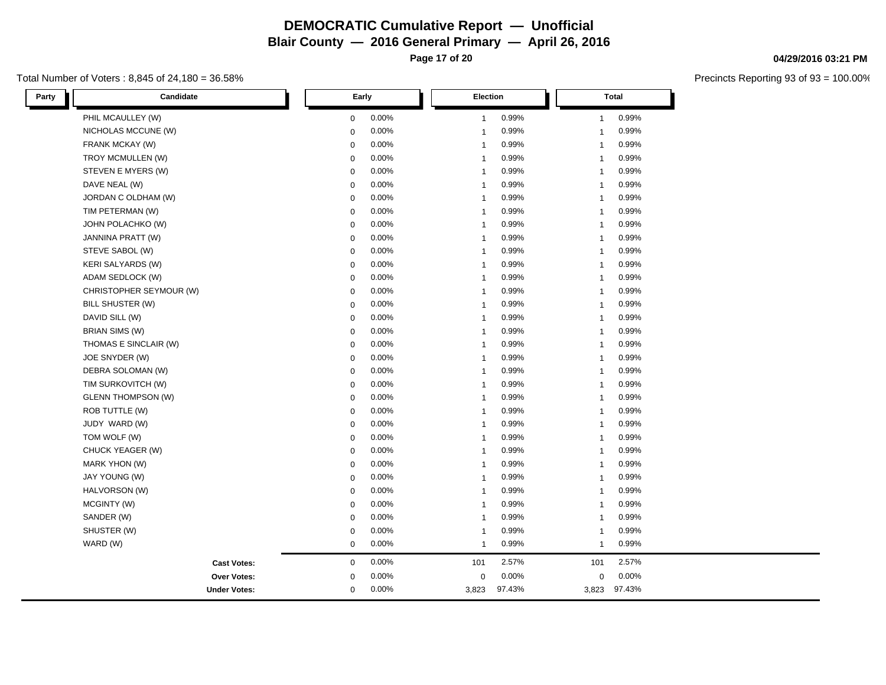# DEMOCRATIC Cumulative Report — Unofficial

## Blair County — 2016 General Primary — April 26, 2016

04/29/2016 03:21 PM

Total Number of Voters : 8,845 of 24,180 = 36.58%

Precincts Reporting 93 of 93 = 100.00%

| Party | Candidate | Early | | Election | | Total | |
|---|---|---|---|---|---|---|---|
| | PHIL MCAULLEY (W) | 0 | 0.00% | 1 | 0.99% | 1 | 0.99% |
| | NICHOLAS MCCUNE (W) | 0 | 0.00% | 1 | 0.99% | 1 | 0.99% |
| | FRANK MCKAY (W) | 0 | 0.00% | 1 | 0.99% | 1 | 0.99% |
| | TROY MCMULLEN (W) | 0 | 0.00% | 1 | 0.99% | 1 | 0.99% |
| | STEVEN E MYERS (W) | 0 | 0.00% | 1 | 0.99% | 1 | 0.99% |
| | DAVE NEAL (W) | 0 | 0.00% | 1 | 0.99% | 1 | 0.99% |
| | JORDAN C OLDHAM (W) | 0 | 0.00% | 1 | 0.99% | 1 | 0.99% |
| | TIM PETERMAN (W) | 0 | 0.00% | 1 | 0.99% | 1 | 0.99% |
| | JOHN POLACHKO (W) | 0 | 0.00% | 1 | 0.99% | 1 | 0.99% |
| | JANNINA PRATT (W) | 0 | 0.00% | 1 | 0.99% | 1 | 0.99% |
| | STEVE SABOL (W) | 0 | 0.00% | 1 | 0.99% | 1 | 0.99% |
| | KERI SALYARDS (W) | 0 | 0.00% | 1 | 0.99% | 1 | 0.99% |
| | ADAM SEDLOCK (W) | 0 | 0.00% | 1 | 0.99% | 1 | 0.99% |
| | CHRISTOPHER SEYMOUR (W) | 0 | 0.00% | 1 | 0.99% | 1 | 0.99% |
| | BILL SHUSTER (W) | 0 | 0.00% | 1 | 0.99% | 1 | 0.99% |
| | DAVID SILL (W) | 0 | 0.00% | 1 | 0.99% | 1 | 0.99% |
| | BRIAN SIMS (W) | 0 | 0.00% | 1 | 0.99% | 1 | 0.99% |
| | THOMAS E SINCLAIR (W) | 0 | 0.00% | 1 | 0.99% | 1 | 0.99% |
| | JOE SNYDER (W) | 0 | 0.00% | 1 | 0.99% | 1 | 0.99% |
| | DEBRA SOLOMAN (W) | 0 | 0.00% | 1 | 0.99% | 1 | 0.99% |
| | TIM SURKOVITCH (W) | 0 | 0.00% | 1 | 0.99% | 1 | 0.99% |
| | GLENN THOMPSON (W) | 0 | 0.00% | 1 | 0.99% | 1 | 0.99% |
| | ROB TUTTLE (W) | 0 | 0.00% | 1 | 0.99% | 1 | 0.99% |
| | JUDY WARD (W) | 0 | 0.00% | 1 | 0.99% | 1 | 0.99% |
| | TOM WOLF (W) | 0 | 0.00% | 1 | 0.99% | 1 | 0.99% |
| | CHUCK YEAGER (W) | 0 | 0.00% | 1 | 0.99% | 1 | 0.99% |
| | MARK YHON (W) | 0 | 0.00% | 1 | 0.99% | 1 | 0.99% |
| | JAY YOUNG (W) | 0 | 0.00% | 1 | 0.99% | 1 | 0.99% |
| | HALVORSON (W) | 0 | 0.00% | 1 | 0.99% | 1 | 0.99% |
| | MCGINTY (W) | 0 | 0.00% | 1 | 0.99% | 1 | 0.99% |
| | SANDER (W) | 0 | 0.00% | 1 | 0.99% | 1 | 0.99% |
| | SHUSTER (W) | 0 | 0.00% | 1 | 0.99% | 1 | 0.99% |
| | WARD (W) | 0 | 0.00% | 1 | 0.99% | 1 | 0.99% |
| | **Cast Votes:** | 0 | 0.00% | 101 | 2.57% | 101 | 2.57% |
| | **Over Votes:** | 0 | 0.00% | 0 | 0.00% | 0 | 0.00% |
| | **Under Votes:** | 0 | 0.00% | 3,823 | 97.43% | 3,823 | 97.43% |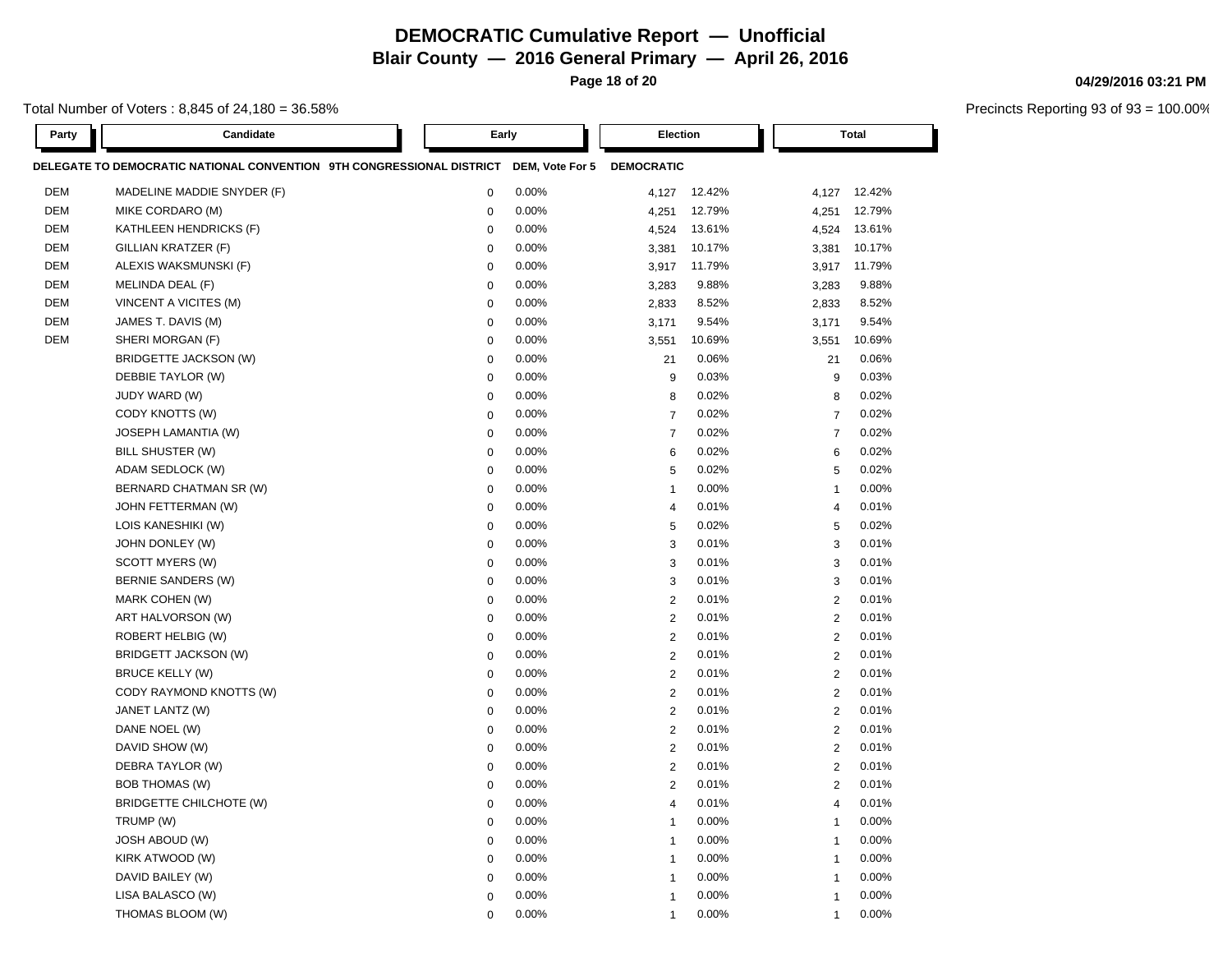# DEMOCRATIC Cumulative Report — Unofficial

## Blair County — 2016 General Primary — April 26, 2016

04/29/2016 03:21 PM

Total Number of Voters : 8,845 of 24,180 = 36.58%

Precincts Reporting 93 of 93 = 100.00%

| Party | Candidate | Early | | Election | | Total | |
|---|---|---|---|---|---|---|---|
| **DELEGATE TO DEMOCRATIC NATIONAL CONVENTION 9TH CONGRESSIONAL DISTRICT** | | **DEM, Vote For 5** | | **DEMOCRATIC** | | | |
| DEM | MADELINE MADDIE SNYDER (F) | 0 | 0.00% | 4,127 | 12.42% | 4,127 | 12.42% |
| DEM | MIKE CORDARO (M) | 0 | 0.00% | 4,251 | 12.79% | 4,251 | 12.79% |
| DEM | KATHLEEN HENDRICKS (F) | 0 | 0.00% | 4,524 | 13.61% | 4,524 | 13.61% |
| DEM | GILLIAN KRATZER (F) | 0 | 0.00% | 3,381 | 10.17% | 3,381 | 10.17% |
| DEM | ALEXIS WAKSMUNSKI (F) | 0 | 0.00% | 3,917 | 11.79% | 3,917 | 11.79% |
| DEM | MELINDA DEAL (F) | 0 | 0.00% | 3,283 | 9.88% | 3,283 | 9.88% |
| DEM | VINCENT A VICITES (M) | 0 | 0.00% | 2,833 | 8.52% | 2,833 | 8.52% |
| DEM | JAMES T. DAVIS (M) | 0 | 0.00% | 3,171 | 9.54% | 3,171 | 9.54% |
| DEM | SHERI MORGAN (F) | 0 | 0.00% | 3,551 | 10.69% | 3,551 | 10.69% |
| | BRIDGETTE JACKSON (W) | 0 | 0.00% | 21 | 0.06% | 21 | 0.06% |
| | DEBBIE TAYLOR (W) | 0 | 0.00% | 9 | 0.03% | 9 | 0.03% |
| | JUDY WARD (W) | 0 | 0.00% | 8 | 0.02% | 8 | 0.02% |
| | CODY KNOTTS (W) | 0 | 0.00% | 7 | 0.02% | 7 | 0.02% |
| | JOSEPH LAMANTIA (W) | 0 | 0.00% | 7 | 0.02% | 7 | 0.02% |
| | BILL SHUSTER (W) | 0 | 0.00% | 6 | 0.02% | 6 | 0.02% |
| | ADAM SEDLOCK (W) | 0 | 0.00% | 5 | 0.02% | 5 | 0.02% |
| | BERNARD CHATMAN SR (W) | 0 | 0.00% | 1 | 0.00% | 1 | 0.00% |
| | JOHN FETTERMAN (W) | 0 | 0.00% | 4 | 0.01% | 4 | 0.01% |
| | LOIS KANESHIKI (W) | 0 | 0.00% | 5 | 0.02% | 5 | 0.02% |
| | JOHN DONLEY (W) | 0 | 0.00% | 3 | 0.01% | 3 | 0.01% |
| | SCOTT MYERS (W) | 0 | 0.00% | 3 | 0.01% | 3 | 0.01% |
| | BERNIE SANDERS (W) | 0 | 0.00% | 3 | 0.01% | 3 | 0.01% |
| | MARK COHEN (W) | 0 | 0.00% | 2 | 0.01% | 2 | 0.01% |
| | ART HALVORSON (W) | 0 | 0.00% | 2 | 0.01% | 2 | 0.01% |
| | ROBERT HELBIG (W) | 0 | 0.00% | 2 | 0.01% | 2 | 0.01% |
| | BRIDGETT JACKSON (W) | 0 | 0.00% | 2 | 0.01% | 2 | 0.01% |
| | BRUCE KELLY (W) | 0 | 0.00% | 2 | 0.01% | 2 | 0.01% |
| | CODY RAYMOND KNOTTS (W) | 0 | 0.00% | 2 | 0.01% | 2 | 0.01% |
| | JANET LANTZ (W) | 0 | 0.00% | 2 | 0.01% | 2 | 0.01% |
| | DANE NOEL (W) | 0 | 0.00% | 2 | 0.01% | 2 | 0.01% |
| | DAVID SHOW (W) | 0 | 0.00% | 2 | 0.01% | 2 | 0.01% |
| | DEBRA TAYLOR (W) | 0 | 0.00% | 2 | 0.01% | 2 | 0.01% |
| | BOB THOMAS (W) | 0 | 0.00% | 2 | 0.01% | 2 | 0.01% |
| | BRIDGETTE CHILCHOTE (W) | 0 | 0.00% | 4 | 0.01% | 4 | 0.01% |
| | TRUMP (W) | 0 | 0.00% | 1 | 0.00% | 1 | 0.00% |
| | JOSH ABOUD (W) | 0 | 0.00% | 1 | 0.00% | 1 | 0.00% |
| | KIRK ATWOOD (W) | 0 | 0.00% | 1 | 0.00% | 1 | 0.00% |
| | DAVID BAILEY (W) | 0 | 0.00% | 1 | 0.00% | 1 | 0.00% |
| | LISA BALASCO (W) | 0 | 0.00% | 1 | 0.00% | 1 | 0.00% |
| | THOMAS BLOOM (W) | 0 | 0.00% | 1 | 0.00% | 1 | 0.00% |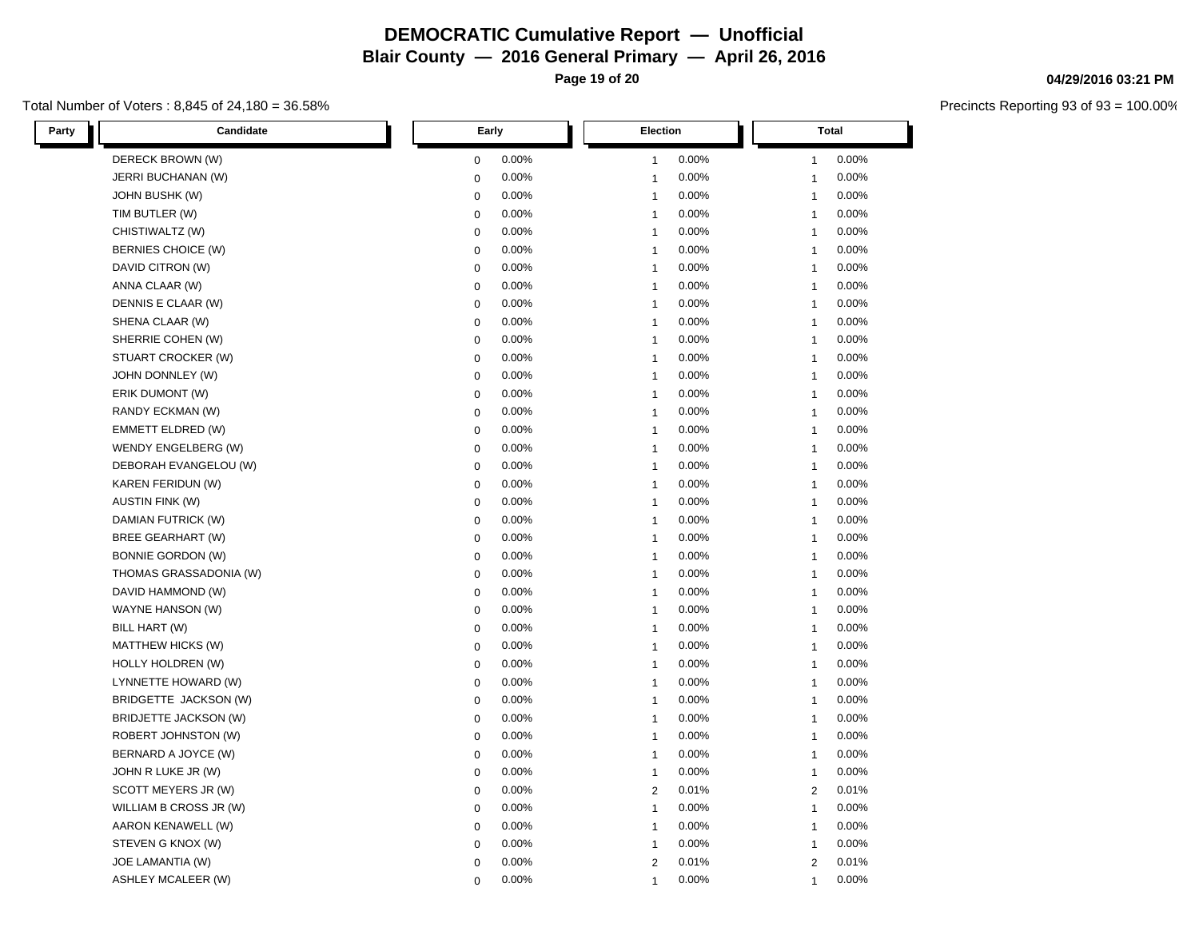# DEMOCRATIC Cumulative Report — Unofficial

## Blair County — 2016 General Primary — April 26, 2016

**04/29/2016 03:21 PM**

Total Number of Voters : 8,845 of 24,180 = 36.58%

Precincts Reporting 93 of 93 = 100.00%

| Party | Candidate | Early | | Election | | Total | |
|---|---|---|---|---|---|---|---|
| | DERECK BROWN (W) | 0 | 0.00% | 1 | 0.00% | 1 | 0.00% |
| | JERRI BUCHANAN (W) | 0 | 0.00% | 1 | 0.00% | 1 | 0.00% |
| | JOHN BUSHK (W) | 0 | 0.00% | 1 | 0.00% | 1 | 0.00% |
| | TIM BUTLER (W) | 0 | 0.00% | 1 | 0.00% | 1 | 0.00% |
| | CHISTIWALTZ (W) | 0 | 0.00% | 1 | 0.00% | 1 | 0.00% |
| | BERNIES CHOICE (W) | 0 | 0.00% | 1 | 0.00% | 1 | 0.00% |
| | DAVID CITRON (W) | 0 | 0.00% | 1 | 0.00% | 1 | 0.00% |
| | ANNA CLAAR (W) | 0 | 0.00% | 1 | 0.00% | 1 | 0.00% |
| | DENNIS E CLAAR (W) | 0 | 0.00% | 1 | 0.00% | 1 | 0.00% |
| | SHENA CLAAR (W) | 0 | 0.00% | 1 | 0.00% | 1 | 0.00% |
| | SHERRIE COHEN (W) | 0 | 0.00% | 1 | 0.00% | 1 | 0.00% |
| | STUART CROCKER (W) | 0 | 0.00% | 1 | 0.00% | 1 | 0.00% |
| | JOHN DONNLEY (W) | 0 | 0.00% | 1 | 0.00% | 1 | 0.00% |
| | ERIK DUMONT (W) | 0 | 0.00% | 1 | 0.00% | 1 | 0.00% |
| | RANDY ECKMAN (W) | 0 | 0.00% | 1 | 0.00% | 1 | 0.00% |
| | EMMETT ELDRED (W) | 0 | 0.00% | 1 | 0.00% | 1 | 0.00% |
| | WENDY ENGELBERG (W) | 0 | 0.00% | 1 | 0.00% | 1 | 0.00% |
| | DEBORAH EVANGELOU (W) | 0 | 0.00% | 1 | 0.00% | 1 | 0.00% |
| | KAREN FERIDUN (W) | 0 | 0.00% | 1 | 0.00% | 1 | 0.00% |
| | AUSTIN FINK (W) | 0 | 0.00% | 1 | 0.00% | 1 | 0.00% |
| | DAMIAN FUTRICK (W) | 0 | 0.00% | 1 | 0.00% | 1 | 0.00% |
| | BREE GEARHART (W) | 0 | 0.00% | 1 | 0.00% | 1 | 0.00% |
| | BONNIE GORDON (W) | 0 | 0.00% | 1 | 0.00% | 1 | 0.00% |
| | THOMAS GRASSADONIA (W) | 0 | 0.00% | 1 | 0.00% | 1 | 0.00% |
| | DAVID HAMMOND (W) | 0 | 0.00% | 1 | 0.00% | 1 | 0.00% |
| | WAYNE HANSON (W) | 0 | 0.00% | 1 | 0.00% | 1 | 0.00% |
| | BILL HART (W) | 0 | 0.00% | 1 | 0.00% | 1 | 0.00% |
| | MATTHEW HICKS (W) | 0 | 0.00% | 1 | 0.00% | 1 | 0.00% |
| | HOLLY HOLDREN (W) | 0 | 0.00% | 1 | 0.00% | 1 | 0.00% |
| | LYNNETTE HOWARD (W) | 0 | 0.00% | 1 | 0.00% | 1 | 0.00% |
| | BRIDGETTE JACKSON (W) | 0 | 0.00% | 1 | 0.00% | 1 | 0.00% |
| | BRIDJETTE JACKSON (W) | 0 | 0.00% | 1 | 0.00% | 1 | 0.00% |
| | ROBERT JOHNSTON (W) | 0 | 0.00% | 1 | 0.00% | 1 | 0.00% |
| | BERNARD A JOYCE (W) | 0 | 0.00% | 1 | 0.00% | 1 | 0.00% |
| | JOHN R LUKE JR (W) | 0 | 0.00% | 1 | 0.00% | 1 | 0.00% |
| | SCOTT MEYERS JR (W) | 0 | 0.00% | 2 | 0.01% | 2 | 0.01% |
| | WILLIAM B CROSS JR (W) | 0 | 0.00% | 1 | 0.00% | 1 | 0.00% |
| | AARON KENAWELL (W) | 0 | 0.00% | 1 | 0.00% | 1 | 0.00% |
| | STEVEN G KNOX (W) | 0 | 0.00% | 1 | 0.00% | 1 | 0.00% |
| | JOE LAMANTIA (W) | 0 | 0.00% | 2 | 0.01% | 2 | 0.01% |
| | ASHLEY MCALEER (W) | 0 | 0.00% | 1 | 0.00% | 1 | 0.00% |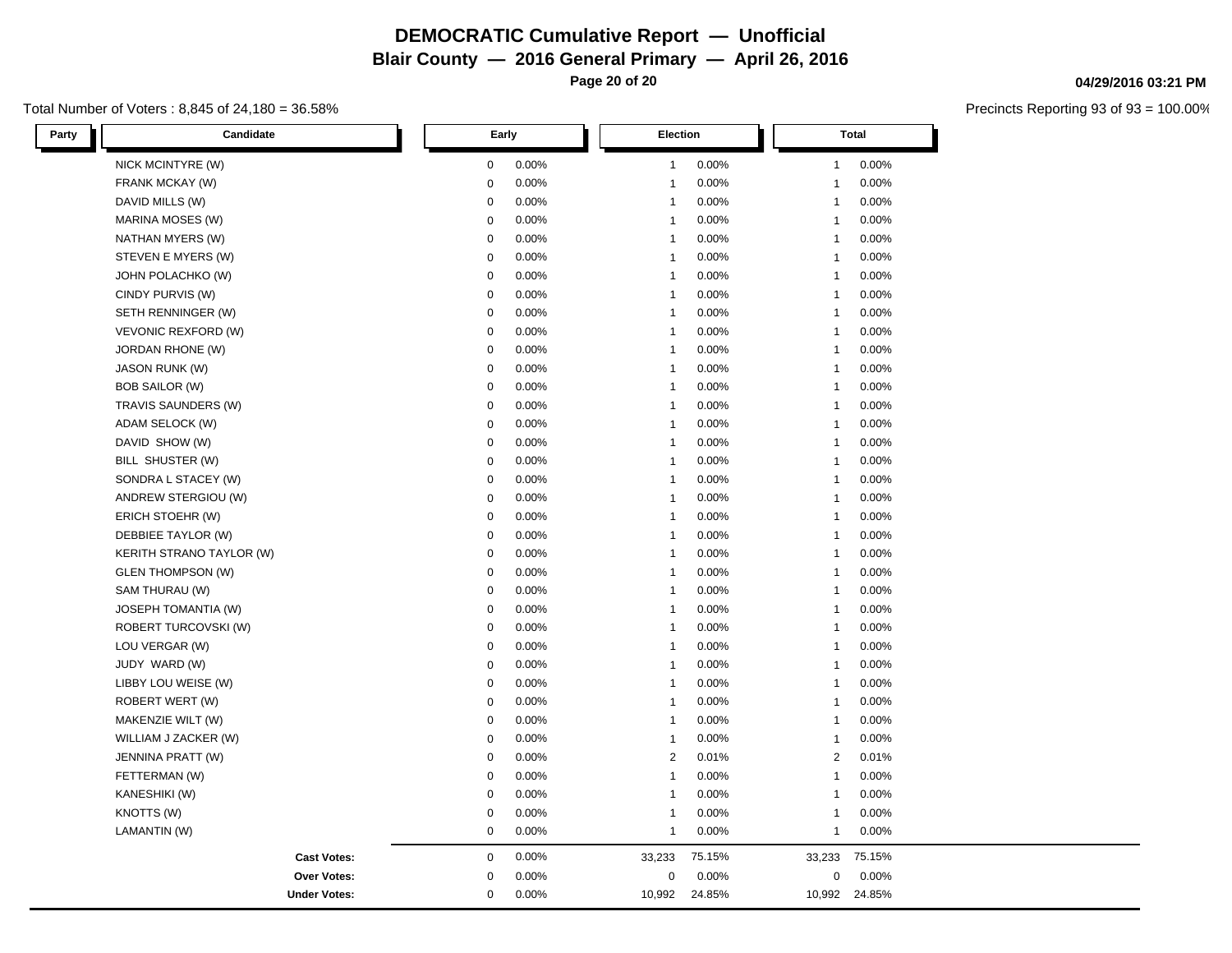# DEMOCRATIC Cumulative Report — Unofficial

## Blair County — 2016 General Primary — April 26, 2016

**04/29/2016 03:21 PM**

Total Number of Voters : 8,845 of 24,180 = 36.58%

Precincts Reporting 93 of 93 = 100.00%

| Party | Candidate | Early | | Election | | Total | |
|---|---|---|---|---|---|---|---|
| | NICK MCINTYRE (W) | 0 | 0.00% | 1 | 0.00% | 1 | 0.00% |
| | FRANK MCKAY (W) | 0 | 0.00% | 1 | 0.00% | 1 | 0.00% |
| | DAVID MILLS (W) | 0 | 0.00% | 1 | 0.00% | 1 | 0.00% |
| | MARINA MOSES (W) | 0 | 0.00% | 1 | 0.00% | 1 | 0.00% |
| | NATHAN MYERS (W) | 0 | 0.00% | 1 | 0.00% | 1 | 0.00% |
| | STEVEN E MYERS (W) | 0 | 0.00% | 1 | 0.00% | 1 | 0.00% |
| | JOHN POLACHKO (W) | 0 | 0.00% | 1 | 0.00% | 1 | 0.00% |
| | CINDY PURVIS (W) | 0 | 0.00% | 1 | 0.00% | 1 | 0.00% |
| | SETH RENNINGER (W) | 0 | 0.00% | 1 | 0.00% | 1 | 0.00% |
| | VEVONIC REXFORD (W) | 0 | 0.00% | 1 | 0.00% | 1 | 0.00% |
| | JORDAN RHONE (W) | 0 | 0.00% | 1 | 0.00% | 1 | 0.00% |
| | JASON RUNK (W) | 0 | 0.00% | 1 | 0.00% | 1 | 0.00% |
| | BOB SAILOR (W) | 0 | 0.00% | 1 | 0.00% | 1 | 0.00% |
| | TRAVIS SAUNDERS (W) | 0 | 0.00% | 1 | 0.00% | 1 | 0.00% |
| | ADAM SELOCK (W) | 0 | 0.00% | 1 | 0.00% | 1 | 0.00% |
| | DAVID SHOW (W) | 0 | 0.00% | 1 | 0.00% | 1 | 0.00% |
| | BILL SHUSTER (W) | 0 | 0.00% | 1 | 0.00% | 1 | 0.00% |
| | SONDRA L STACEY (W) | 0 | 0.00% | 1 | 0.00% | 1 | 0.00% |
| | ANDREW STERGIOU (W) | 0 | 0.00% | 1 | 0.00% | 1 | 0.00% |
| | ERICH STOEHR (W) | 0 | 0.00% | 1 | 0.00% | 1 | 0.00% |
| | DEBBIEE TAYLOR (W) | 0 | 0.00% | 1 | 0.00% | 1 | 0.00% |
| | KERITH STRANO TAYLOR (W) | 0 | 0.00% | 1 | 0.00% | 1 | 0.00% |
| | GLEN THOMPSON (W) | 0 | 0.00% | 1 | 0.00% | 1 | 0.00% |
| | SAM THURAU (W) | 0 | 0.00% | 1 | 0.00% | 1 | 0.00% |
| | JOSEPH TOMANTIA (W) | 0 | 0.00% | 1 | 0.00% | 1 | 0.00% |
| | ROBERT TURCOVSKI (W) | 0 | 0.00% | 1 | 0.00% | 1 | 0.00% |
| | LOU VERGAR (W) | 0 | 0.00% | 1 | 0.00% | 1 | 0.00% |
| | JUDY WARD (W) | 0 | 0.00% | 1 | 0.00% | 1 | 0.00% |
| | LIBBY LOU WEISE (W) | 0 | 0.00% | 1 | 0.00% | 1 | 0.00% |
| | ROBERT WERT (W) | 0 | 0.00% | 1 | 0.00% | 1 | 0.00% |
| | MAKENZIE WILT (W) | 0 | 0.00% | 1 | 0.00% | 1 | 0.00% |
| | WILLIAM J ZACKER (W) | 0 | 0.00% | 1 | 0.00% | 1 | 0.00% |
| | JENNINA PRATT (W) | 0 | 0.00% | 2 | 0.01% | 2 | 0.01% |
| | FETTERMAN (W) | 0 | 0.00% | 1 | 0.00% | 1 | 0.00% |
| | KANESHIKI (W) | 0 | 0.00% | 1 | 0.00% | 1 | 0.00% |
| | KNOTTS (W) | 0 | 0.00% | 1 | 0.00% | 1 | 0.00% |
| | LAMANTIN (W) | 0 | 0.00% | 1 | 0.00% | 1 | 0.00% |
| | **Cast Votes:** | 0 | 0.00% | 33,233 | 75.15% | 33,233 | 75.15% |
| | **Over Votes:** | 0 | 0.00% | 0 | 0.00% | 0 | 0.00% |
| | **Under Votes:** | 0 | 0.00% | 10,992 | 24.85% | 10,992 | 24.85% |